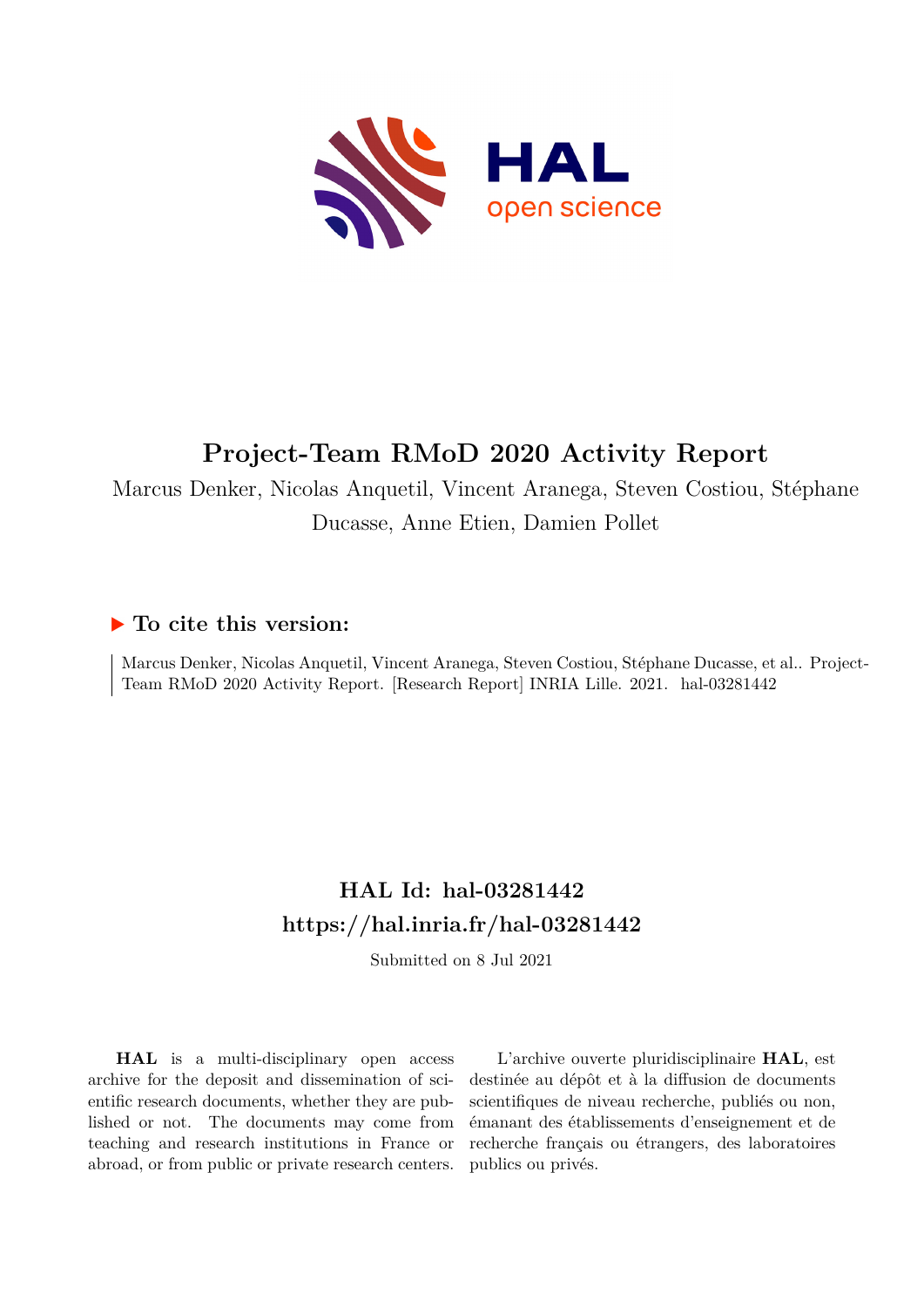# Project-Team RMoD 2020 Activity Report

Marcus Denker, Nicolas Anquetil, Vincent Aranega, Steven Costiou, Stéphane Ducasse, Anne Etien, Damien Pollet

## ▶ To cite this version:

Marcus Denker, Nicolas Anquetil, Vincent Aranega, Steven Costiou, Stéphane Ducasse, et al.. Project-Team RMoD 2020 Activity Report. [Research Report] INRIA Lille. 2021. hal-03281442

## HAL Id: hal-03281442
## https://hal.inria.fr/hal-03281442

Submitted on 8 Jul 2021

**HAL** is a multi-disciplinary open access archive for the deposit and dissemination of scientific research documents, whether they are published or not. The documents may come from teaching and research institutions in France or abroad, or from public or private research centers.

L'archive ouverte pluridisciplinaire **HAL**, est destinée au dépôt et à la diffusion de documents scientifiques de niveau recherche, publiés ou non, émanant des établissements d'enseignement et de recherche français ou étrangers, des laboratoires publics ou privés.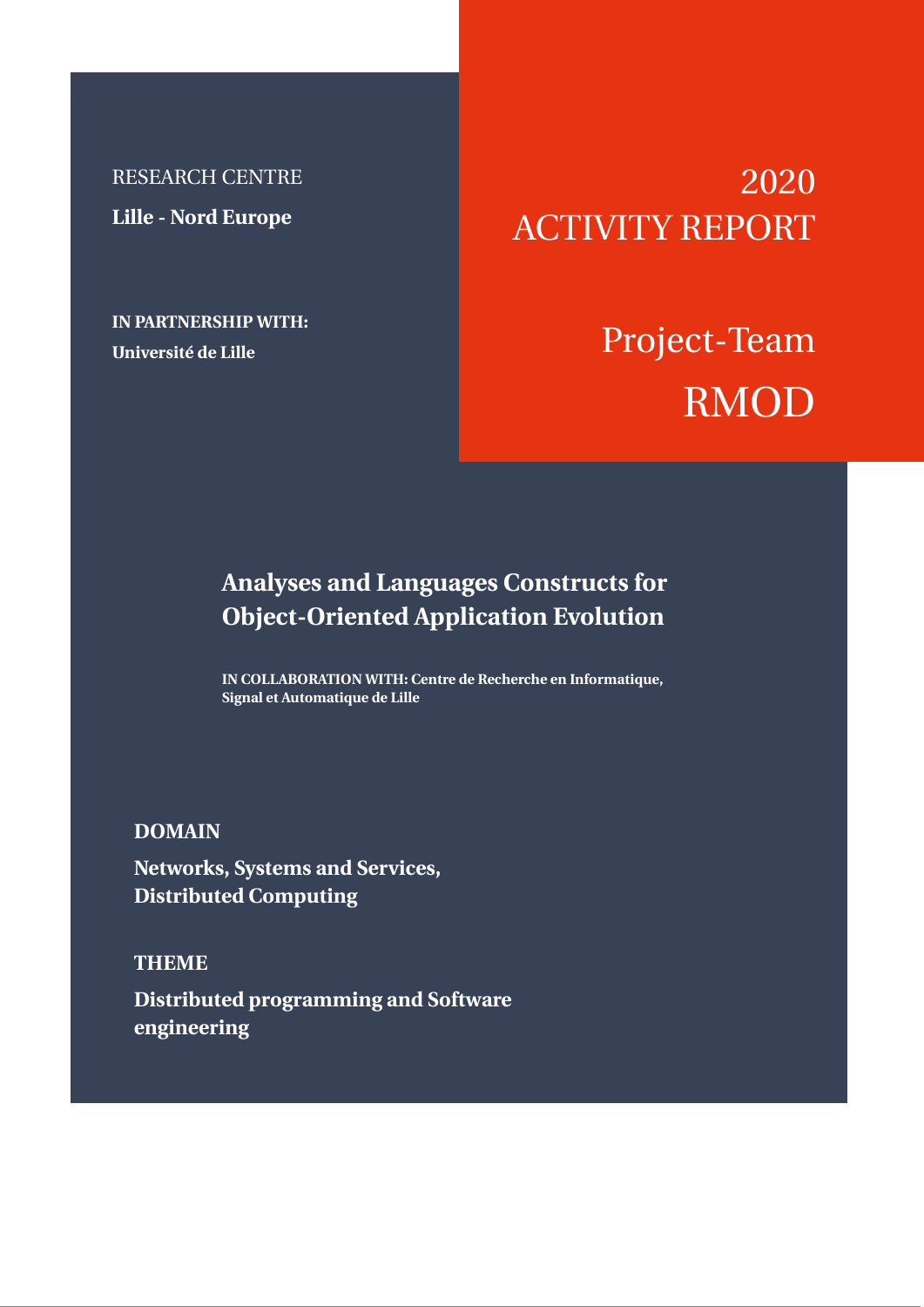RESEARCH CENTRE

**Lille - Nord Europe**

**IN PARTNERSHIP WITH:**

**Université de Lille**

# 2020 ACTIVITY REPORT

# Project-Team RMOD

## Analyses and Languages Constructs for Object-Oriented Application Evolution

**IN COLLABORATION WITH: Centre de Recherche en Informatique, Signal et Automatique de Lille**

**DOMAIN**

**Networks, Systems and Services, Distributed Computing**

**THEME**

**Distributed programming and Software engineering**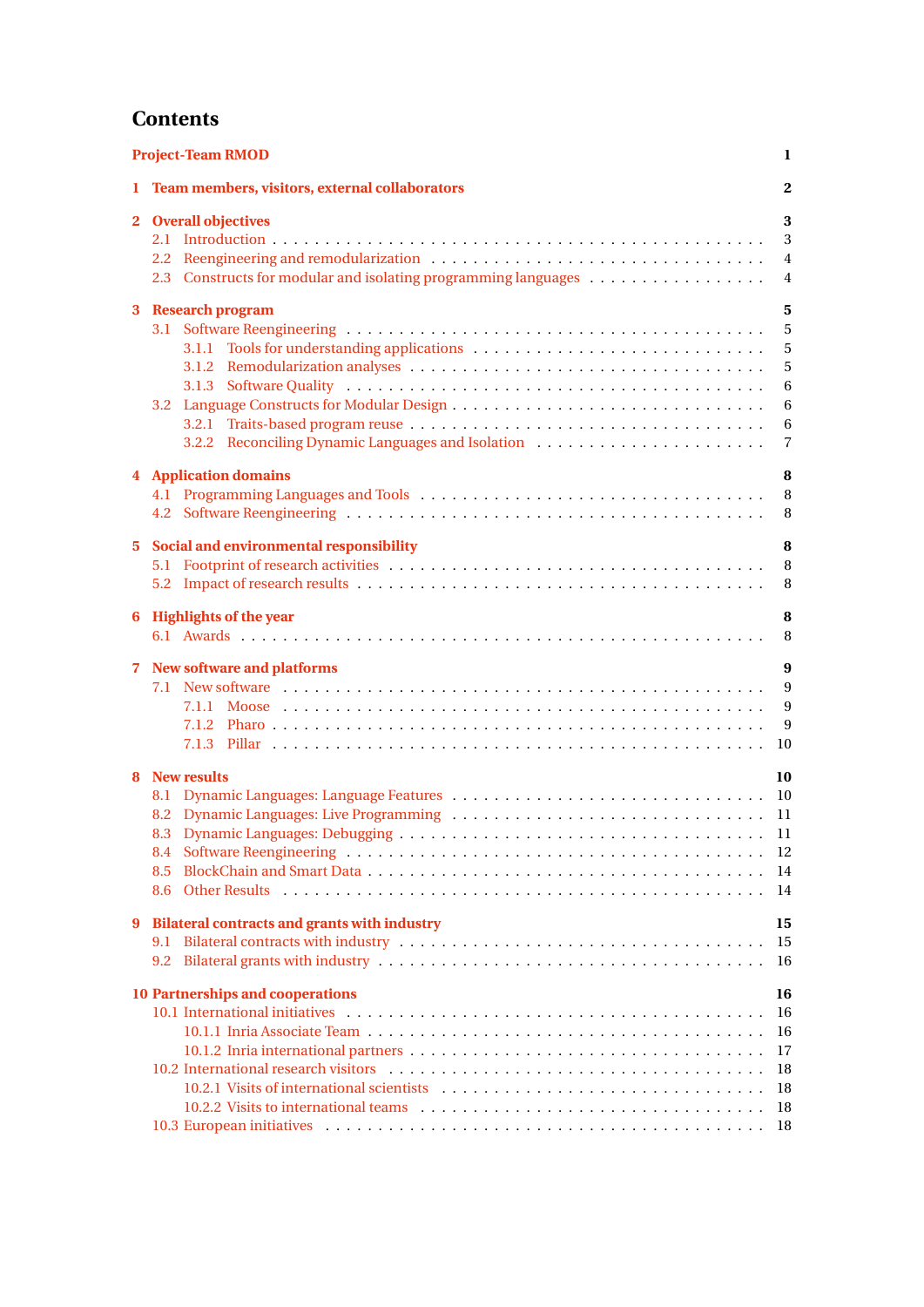# Contents

**Project-Team RMOD** 1

**1 Team members, visitors, external collaborators** 2

**2 Overall objectives** 3
- 2.1 Introduction 3
- 2.2 Reengineering and remodularization 4
- 2.3 Constructs for modular and isolating programming languages 4

**3 Research program** 5
- 3.1 Software Reengineering 5
  - 3.1.1 Tools for understanding applications 5
  - 3.1.2 Remodularization analyses 5
  - 3.1.3 Software Quality 6
- 3.2 Language Constructs for Modular Design 6
  - 3.2.1 Traits-based program reuse 6
  - 3.2.2 Reconciling Dynamic Languages and Isolation 7

**4 Application domains** 8
- 4.1 Programming Languages and Tools 8
- 4.2 Software Reengineering 8

**5 Social and environmental responsibility** 8
- 5.1 Footprint of research activities 8
- 5.2 Impact of research results 8

**6 Highlights of the year** 8
- 6.1 Awards 8

**7 New software and platforms** 9
- 7.1 New software 9
  - 7.1.1 Moose 9
  - 7.1.2 Pharo 9
  - 7.1.3 Pillar 10

**8 New results** 10
- 8.1 Dynamic Languages: Language Features 10
- 8.2 Dynamic Languages: Live Programming 11
- 8.3 Dynamic Languages: Debugging 11
- 8.4 Software Reengineering 12
- 8.5 BlockChain and Smart Data 14
- 8.6 Other Results 14

**9 Bilateral contracts and grants with industry** 15
- 9.1 Bilateral contracts with industry 15
- 9.2 Bilateral grants with industry 16

**10 Partnerships and cooperations** 16
- 10.1 International initiatives 16
  - 10.1.1 Inria Associate Team 16
  - 10.1.2 Inria international partners 17
- 10.2 International research visitors 18
  - 10.2.1 Visits of international scientists 18
  - 10.2.2 Visits to international teams 18
- 10.3 European initiatives 18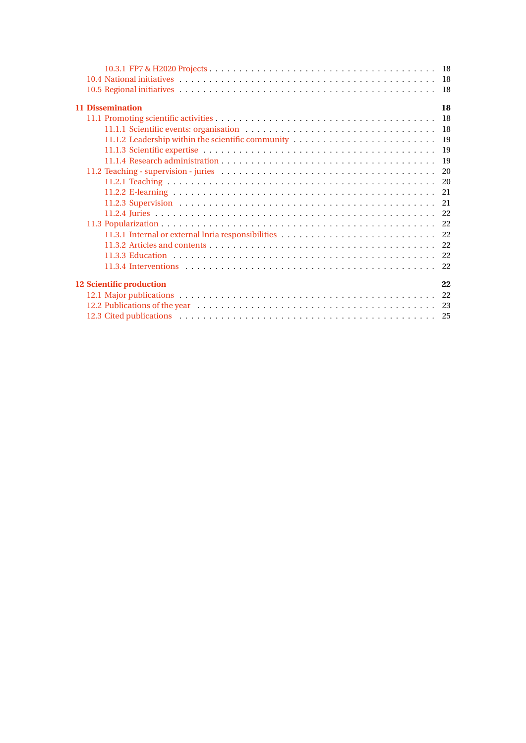- 10.3.1 FP7 & H2020 Projects . . . . . . . . . . . . . . . . . . . . . . . . . . . . . . . . . . . . 18
- 10.4 National initiatives . . . . . . . . . . . . . . . . . . . . . . . . . . . . . . . . . . . . . . . . . 18
- 10.5 Regional initiatives . . . . . . . . . . . . . . . . . . . . . . . . . . . . . . . . . . . . . . . . . 18

**11 Dissemination** **18**

- 11.1 Promoting scientific activities . . . . . . . . . . . . . . . . . . . . . . . . . . . . . . . . . . . 18
  - 11.1.1 Scientific events: organisation . . . . . . . . . . . . . . . . . . . . . . . . . . . . . . 18
  - 11.1.2 Leadership within the scientific community . . . . . . . . . . . . . . . . . . . . . . 19
  - 11.1.3 Scientific expertise . . . . . . . . . . . . . . . . . . . . . . . . . . . . . . . . . . . . . 19
  - 11.1.4 Research administration . . . . . . . . . . . . . . . . . . . . . . . . . . . . . . . . . . 19
- 11.2 Teaching - supervision - juries . . . . . . . . . . . . . . . . . . . . . . . . . . . . . . . . . . 20
  - 11.2.1 Teaching . . . . . . . . . . . . . . . . . . . . . . . . . . . . . . . . . . . . . . . . . . 20
  - 11.2.2 E-learning . . . . . . . . . . . . . . . . . . . . . . . . . . . . . . . . . . . . . . . . . 21
  - 11.2.3 Supervision . . . . . . . . . . . . . . . . . . . . . . . . . . . . . . . . . . . . . . . . 21
  - 11.2.4 Juries . . . . . . . . . . . . . . . . . . . . . . . . . . . . . . . . . . . . . . . . . . . 22
- 11.3 Popularization . . . . . . . . . . . . . . . . . . . . . . . . . . . . . . . . . . . . . . . . . . 22
  - 11.3.1 Internal or external Inria responsibilities . . . . . . . . . . . . . . . . . . . . . . . 22
  - 11.3.2 Articles and contents . . . . . . . . . . . . . . . . . . . . . . . . . . . . . . . . . . . 22
  - 11.3.3 Education . . . . . . . . . . . . . . . . . . . . . . . . . . . . . . . . . . . . . . . . . 22
  - 11.3.4 Interventions . . . . . . . . . . . . . . . . . . . . . . . . . . . . . . . . . . . . . . . 22

**12 Scientific production** **22**

- 12.1 Major publications . . . . . . . . . . . . . . . . . . . . . . . . . . . . . . . . . . . . . . . . 22
- 12.2 Publications of the year . . . . . . . . . . . . . . . . . . . . . . . . . . . . . . . . . . . . . 23
- 12.3 Cited publications . . . . . . . . . . . . . . . . . . . . . . . . . . . . . . . . . . . . . . . . 25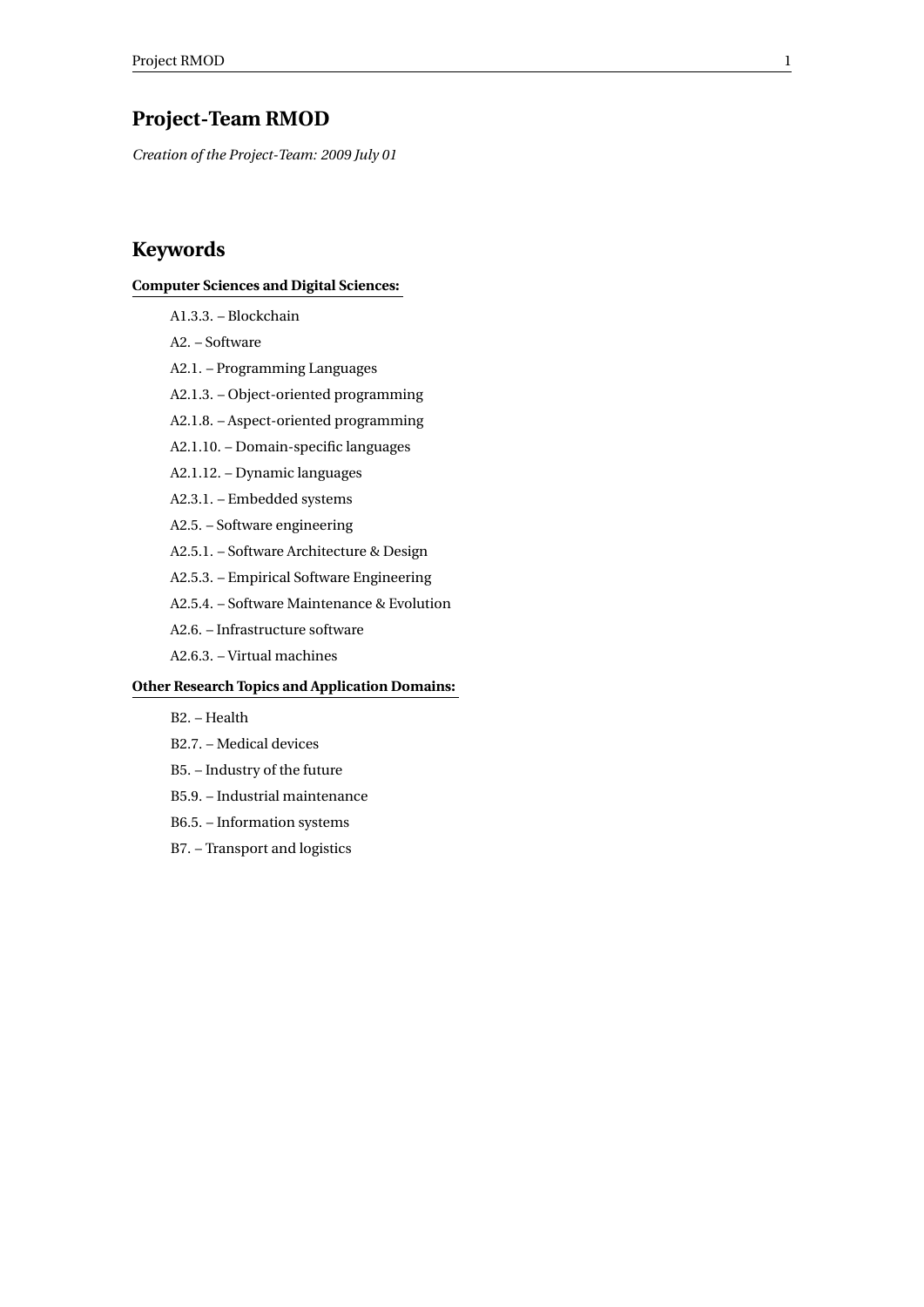# Project-Team RMOD

*Creation of the Project-Team: 2009 July 01*

## Keywords

**Computer Sciences and Digital Sciences:**

- A1.3.3. – Blockchain
- A2. – Software
- A2.1. – Programming Languages
- A2.1.3. – Object-oriented programming
- A2.1.8. – Aspect-oriented programming
- A2.1.10. – Domain-specific languages
- A2.1.12. – Dynamic languages
- A2.3.1. – Embedded systems
- A2.5. – Software engineering
- A2.5.1. – Software Architecture & Design
- A2.5.3. – Empirical Software Engineering
- A2.5.4. – Software Maintenance & Evolution
- A2.6. – Infrastructure software
- A2.6.3. – Virtual machines

**Other Research Topics and Application Domains:**

- B2. – Health
- B2.7. – Medical devices
- B5. – Industry of the future
- B5.9. – Industrial maintenance
- B6.5. – Information systems
- B7. – Transport and logistics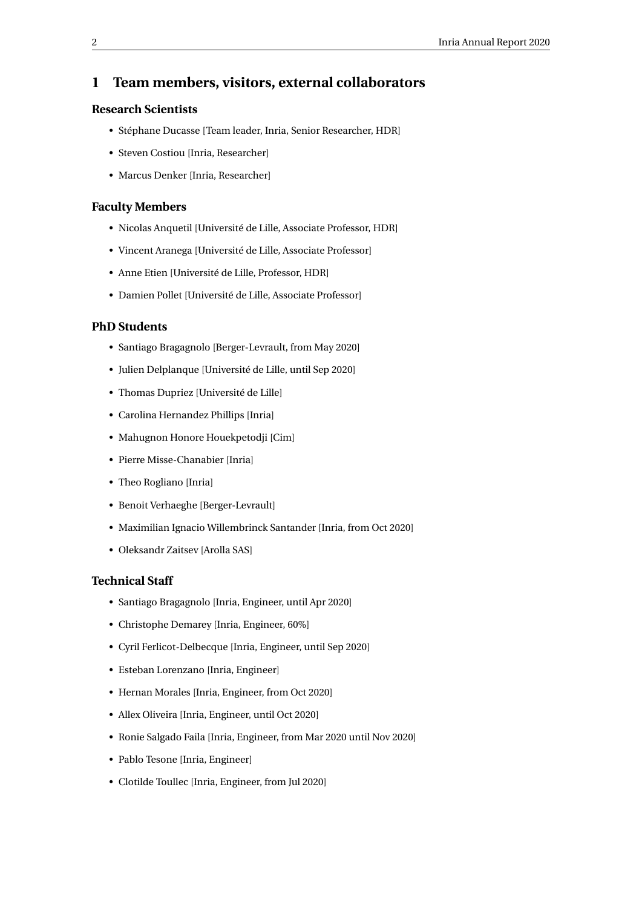# 1 Team members, visitors, external collaborators

### Research Scientists

- Stéphane Ducasse [Team leader, Inria, Senior Researcher, HDR]
- Steven Costiou [Inria, Researcher]
- Marcus Denker [Inria, Researcher]

### Faculty Members

- Nicolas Anquetil [Université de Lille, Associate Professor, HDR]
- Vincent Aranega [Université de Lille, Associate Professor]
- Anne Etien [Université de Lille, Professor, HDR]
- Damien Pollet [Université de Lille, Associate Professor]

### PhD Students

- Santiago Bragagnolo [Berger-Levrault, from May 2020]
- Julien Delplanque [Université de Lille, until Sep 2020]
- Thomas Dupriez [Université de Lille]
- Carolina Hernandez Phillips [Inria]
- Mahugnon Honore Houekpetodji [Cim]
- Pierre Misse-Chanabier [Inria]
- Theo Rogliano [Inria]
- Benoit Verhaeghe [Berger-Levrault]
- Maximilian Ignacio Willembrinck Santander [Inria, from Oct 2020]
- Oleksandr Zaitsev [Arolla SAS]

### Technical Staff

- Santiago Bragagnolo [Inria, Engineer, until Apr 2020]
- Christophe Demarey [Inria, Engineer, 60%]
- Cyril Ferlicot-Delbecque [Inria, Engineer, until Sep 2020]
- Esteban Lorenzano [Inria, Engineer]
- Hernan Morales [Inria, Engineer, from Oct 2020]
- Allex Oliveira [Inria, Engineer, until Oct 2020]
- Ronie Salgado Faila [Inria, Engineer, from Mar 2020 until Nov 2020]
- Pablo Tesone [Inria, Engineer]
- Clotilde Toullec [Inria, Engineer, from Jul 2020]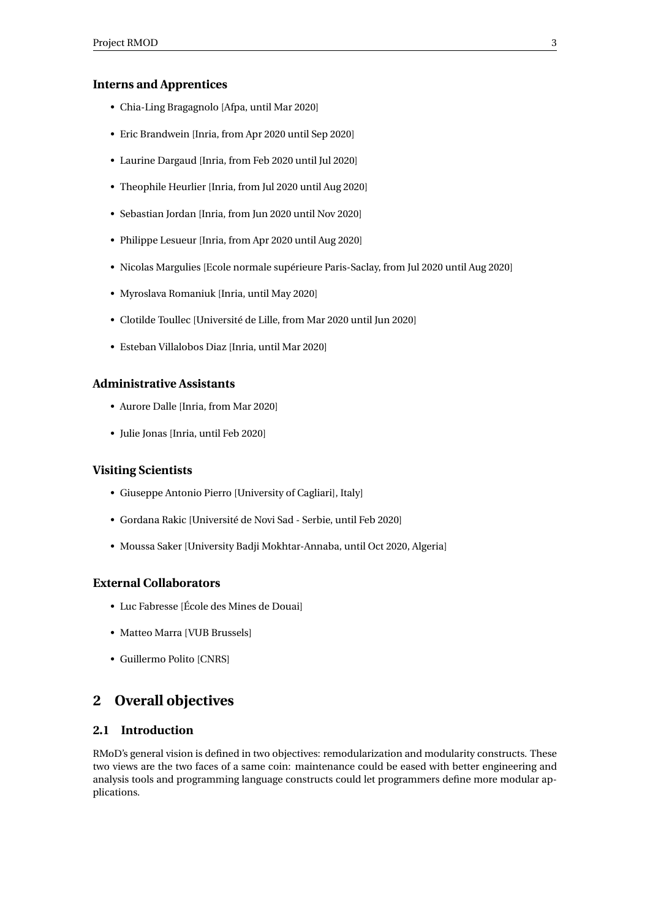### Interns and Apprentices

- Chia-Ling Bragagnolo [Afpa, until Mar 2020]
- Eric Brandwein [Inria, from Apr 2020 until Sep 2020]
- Laurine Dargaud [Inria, from Feb 2020 until Jul 2020]
- Theophile Heurlier [Inria, from Jul 2020 until Aug 2020]
- Sebastian Jordan [Inria, from Jun 2020 until Nov 2020]
- Philippe Lesueur [Inria, from Apr 2020 until Aug 2020]
- Nicolas Margulies [Ecole normale supérieure Paris-Saclay, from Jul 2020 until Aug 2020]
- Myroslava Romaniuk [Inria, until May 2020]
- Clotilde Toullec [Université de Lille, from Mar 2020 until Jun 2020]
- Esteban Villalobos Diaz [Inria, until Mar 2020]

### Administrative Assistants

- Aurore Dalle [Inria, from Mar 2020]
- Julie Jonas [Inria, until Feb 2020]

### Visiting Scientists

- Giuseppe Antonio Pierro [University of Cagliari], Italy]
- Gordana Rakic [Université de Novi Sad - Serbie, until Feb 2020]
- Moussa Saker [University Badji Mokhtar-Annaba, until Oct 2020, Algeria]

### External Collaborators

- Luc Fabresse [École des Mines de Douai]
- Matteo Marra [VUB Brussels]
- Guillermo Polito [CNRS]

## 2 Overall objectives

### 2.1 Introduction

RMoD's general vision is defined in two objectives: remodularization and modularity constructs. These two views are the two faces of a same coin: maintenance could be eased with better engineering and analysis tools and programming language constructs could let programmers define more modular applications.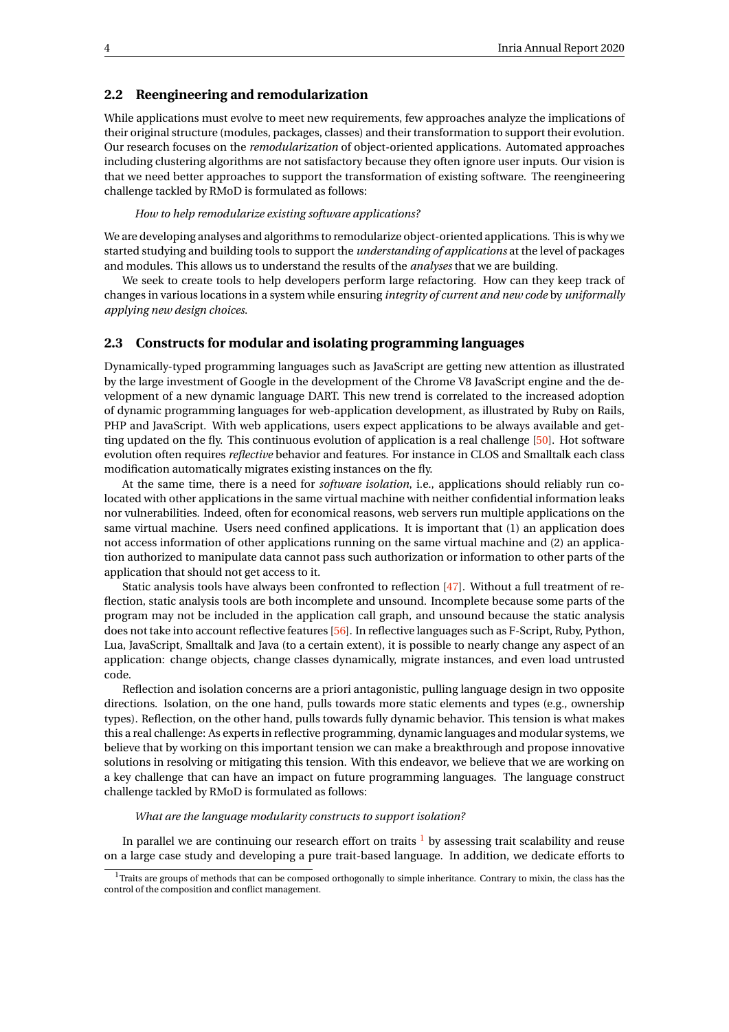## 2.2 Reengineering and remodularization

While applications must evolve to meet new requirements, few approaches analyze the implications of their original structure (modules, packages, classes) and their transformation to support their evolution. Our research focuses on the *remodularization* of object-oriented applications. Automated approaches including clustering algorithms are not satisfactory because they often ignore user inputs. Our vision is that we need better approaches to support the transformation of existing software. The reengineering challenge tackled by RMoD is formulated as follows:

*How to help remodularize existing software applications?*

We are developing analyses and algorithms to remodularize object-oriented applications. This is why we started studying and building tools to support the *understanding of applications* at the level of packages and modules. This allows us to understand the results of the *analyses* that we are building.

We seek to create tools to help developers perform large refactoring. How can they keep track of changes in various locations in a system while ensuring *integrity of current and new code* by *uniformally applying new design choices.*

## 2.3 Constructs for modular and isolating programming languages

Dynamically-typed programming languages such as JavaScript are getting new attention as illustrated by the large investment of Google in the development of the Chrome V8 JavaScript engine and the development of a new dynamic language DART. This new trend is correlated to the increased adoption of dynamic programming languages for web-application development, as illustrated by Ruby on Rails, PHP and JavaScript. With web applications, users expect applications to be always available and getting updated on the fly. This continuous evolution of application is a real challenge [50]. Hot software evolution often requires *reflective* behavior and features. For instance in CLOS and Smalltalk each class modification automatically migrates existing instances on the fly.

At the same time, there is a need for *software isolation*, i.e., applications should reliably run co-located with other applications in the same virtual machine with neither confidential information leaks nor vulnerabilities. Indeed, often for economical reasons, web servers run multiple applications on the same virtual machine. Users need confined applications. It is important that (1) an application does not access information of other applications running on the same virtual machine and (2) an application authorized to manipulate data cannot pass such authorization or information to other parts of the application that should not get access to it.

Static analysis tools have always been confronted to reflection [47]. Without a full treatment of reflection, static analysis tools are both incomplete and unsound. Incomplete because some parts of the program may not be included in the application call graph, and unsound because the static analysis does not take into account reflective features [56]. In reflective languages such as F-Script, Ruby, Python, Lua, JavaScript, Smalltalk and Java (to a certain extent), it is possible to nearly change any aspect of an application: change objects, change classes dynamically, migrate instances, and even load untrusted code.

Reflection and isolation concerns are a priori antagonistic, pulling language design in two opposite directions. Isolation, on the one hand, pulls towards more static elements and types (e.g., ownership types). Reflection, on the other hand, pulls towards fully dynamic behavior. This tension is what makes this a real challenge: As experts in reflective programming, dynamic languages and modular systems, we believe that by working on this important tension we can make a breakthrough and propose innovative solutions in resolving or mitigating this tension. With this endeavor, we believe that we are working on a key challenge that can have an impact on future programming languages. The language construct challenge tackled by RMoD is formulated as follows:

*What are the language modularity constructs to support isolation?*

In parallel we are continuing our research effort on traits [1] by assessing trait scalability and reuse on a large case study and developing a pure trait-based language. In addition, we dedicate efforts to

[1] Traits are groups of methods that can be composed orthogonally to simple inheritance. Contrary to mixin, the class has the control of the composition and conflict management.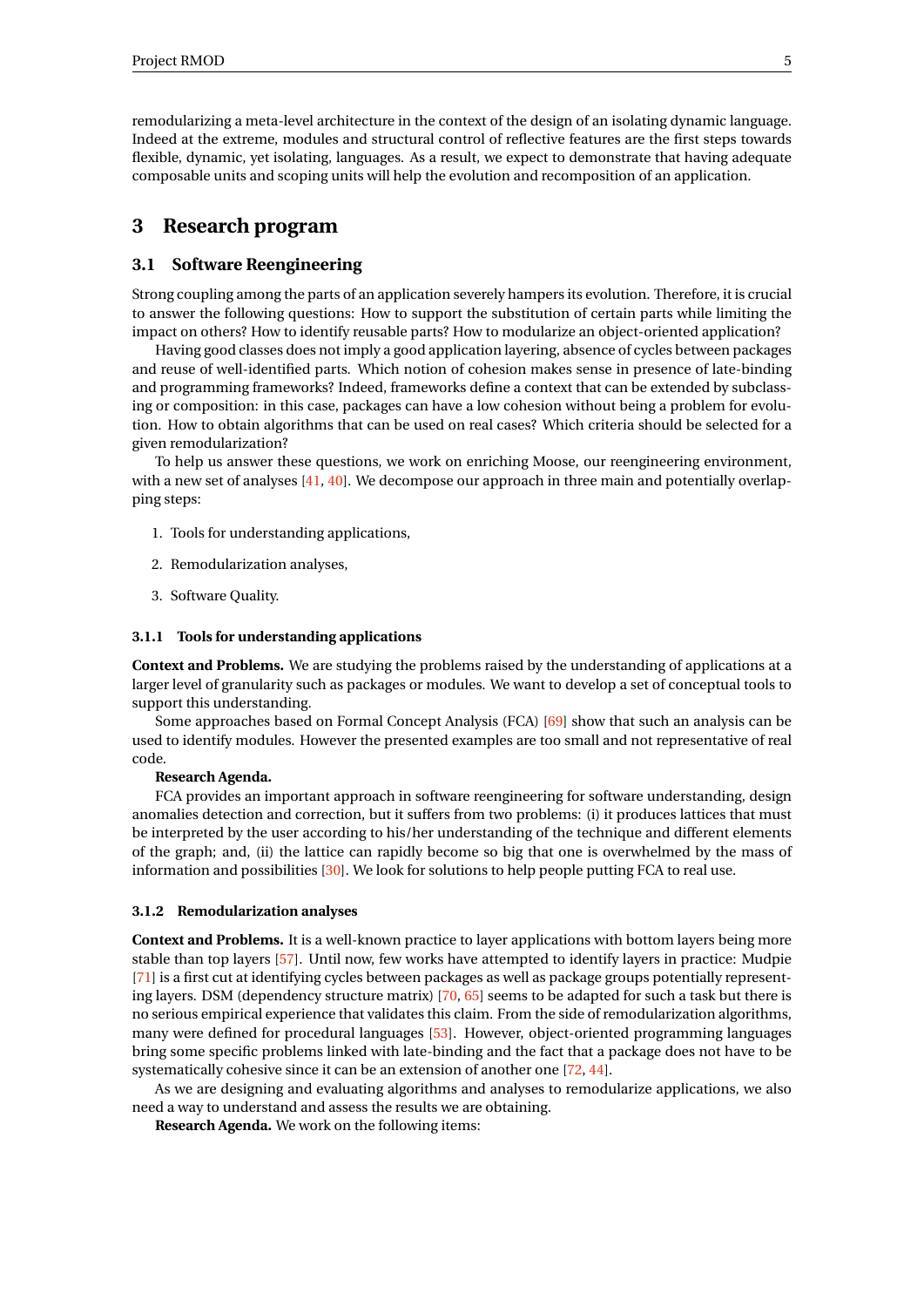remodularizing a meta-level architecture in the context of the design of an isolating dynamic language. Indeed at the extreme, modules and structural control of reflective features are the first steps towards flexible, dynamic, yet isolating, languages. As a result, we expect to demonstrate that having adequate composable units and scoping units will help the evolution and recomposition of an application.

# 3 Research program

## 3.1 Software Reengineering

Strong coupling among the parts of an application severely hampers its evolution. Therefore, it is crucial to answer the following questions: How to support the substitution of certain parts while limiting the impact on others? How to identify reusable parts? How to modularize an object-oriented application?

Having good classes does not imply a good application layering, absence of cycles between packages and reuse of well-identified parts. Which notion of cohesion makes sense in presence of late-binding and programming frameworks? Indeed, frameworks define a context that can be extended by subclassing or composition: in this case, packages can have a low cohesion without being a problem for evolution. How to obtain algorithms that can be used on real cases? Which criteria should be selected for a given remodularization?

To help us answer these questions, we work on enriching Moose, our reengineering environment, with a new set of analyses [41, 40]. We decompose our approach in three main and potentially overlapping steps:

1. Tools for understanding applications,
2. Remodularization analyses,
3. Software Quality.

### 3.1.1 Tools for understanding applications

**Context and Problems.** We are studying the problems raised by the understanding of applications at a larger level of granularity such as packages or modules. We want to develop a set of conceptual tools to support this understanding.

Some approaches based on Formal Concept Analysis (FCA) [69] show that such an analysis can be used to identify modules. However the presented examples are too small and not representative of real code.

**Research Agenda.**

FCA provides an important approach in software reengineering for software understanding, design anomalies detection and correction, but it suffers from two problems: (i) it produces lattices that must be interpreted by the user according to his/her understanding of the technique and different elements of the graph; and, (ii) the lattice can rapidly become so big that one is overwhelmed by the mass of information and possibilities [30]. We look for solutions to help people putting FCA to real use.

### 3.1.2 Remodularization analyses

**Context and Problems.** It is a well-known practice to layer applications with bottom layers being more stable than top layers [57]. Until now, few works have attempted to identify layers in practice: Mudpie [71] is a first cut at identifying cycles between packages as well as package groups potentially representing layers. DSM (dependency structure matrix) [70, 65] seems to be adapted for such a task but there is no serious empirical experience that validates this claim. From the side of remodularization algorithms, many were defined for procedural languages [53]. However, object-oriented programming languages bring some specific problems linked with late-binding and the fact that a package does not have to be systematically cohesive since it can be an extension of another one [72, 44].

As we are designing and evaluating algorithms and analyses to remodularize applications, we also need a way to understand and assess the results we are obtaining.

**Research Agenda.** We work on the following items: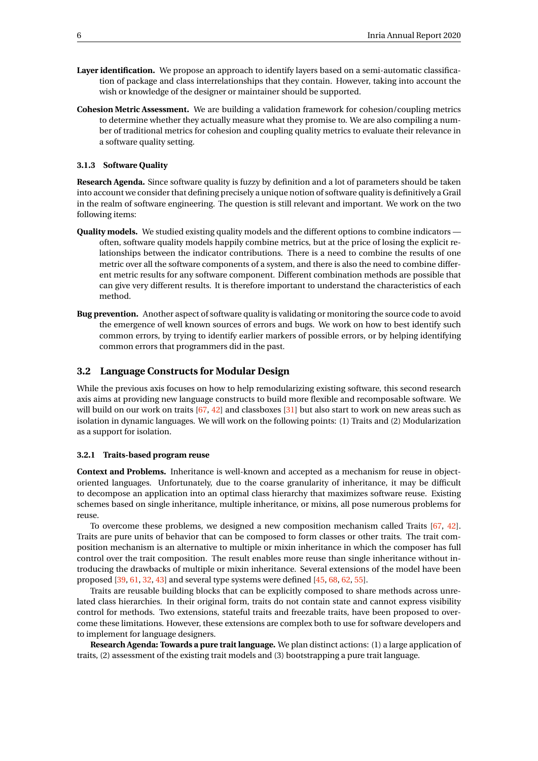**Layer identification.** We propose an approach to identify layers based on a semi-automatic classification of package and class interrelationships that they contain. However, taking into account the wish or knowledge of the designer or maintainer should be supported.

**Cohesion Metric Assessment.** We are building a validation framework for cohesion/coupling metrics to determine whether they actually measure what they promise to. We are also compiling a number of traditional metrics for cohesion and coupling quality metrics to evaluate their relevance in a software quality setting.

#### 3.1.3 Software Quality

**Research Agenda.** Since software quality is fuzzy by definition and a lot of parameters should be taken into account we consider that defining precisely a unique notion of software quality is definitively a Grail in the realm of software engineering. The question is still relevant and important. We work on the two following items:

**Quality models.** We studied existing quality models and the different options to combine indicators — often, software quality models happily combine metrics, but at the price of losing the explicit relationships between the indicator contributions. There is a need to combine the results of one metric over all the software components of a system, and there is also the need to combine different metric results for any software component. Different combination methods are possible that can give very different results. It is therefore important to understand the characteristics of each method.

**Bug prevention.** Another aspect of software quality is validating or monitoring the source code to avoid the emergence of well known sources of errors and bugs. We work on how to best identify such common errors, by trying to identify earlier markers of possible errors, or by helping identifying common errors that programmers did in the past.

### 3.2 Language Constructs for Modular Design

While the previous axis focuses on how to help remodularizing existing software, this second research axis aims at providing new language constructs to build more flexible and recomposable software. We will build on our work on traits [67, 42] and classboxes [31] but also start to work on new areas such as isolation in dynamic languages. We will work on the following points: (1) Traits and (2) Modularization as a support for isolation.

#### 3.2.1 Traits-based program reuse

**Context and Problems.** Inheritance is well-known and accepted as a mechanism for reuse in object-oriented languages. Unfortunately, due to the coarse granularity of inheritance, it may be difficult to decompose an application into an optimal class hierarchy that maximizes software reuse. Existing schemes based on single inheritance, multiple inheritance, or mixins, all pose numerous problems for reuse.

To overcome these problems, we designed a new composition mechanism called Traits [67, 42]. Traits are pure units of behavior that can be composed to form classes or other traits. The trait composition mechanism is an alternative to multiple or mixin inheritance in which the composer has full control over the trait composition. The result enables more reuse than single inheritance without introducing the drawbacks of multiple or mixin inheritance. Several extensions of the model have been proposed [39, 61, 32, 43] and several type systems were defined [45, 68, 62, 55].

Traits are reusable building blocks that can be explicitly composed to share methods across unrelated class hierarchies. In their original form, traits do not contain state and cannot express visibility control for methods. Two extensions, stateful traits and freezable traits, have been proposed to overcome these limitations. However, these extensions are complex both to use for software developers and to implement for language designers.

**Research Agenda: Towards a pure trait language.** We plan distinct actions: (1) a large application of traits, (2) assessment of the existing trait models and (3) bootstrapping a pure trait language.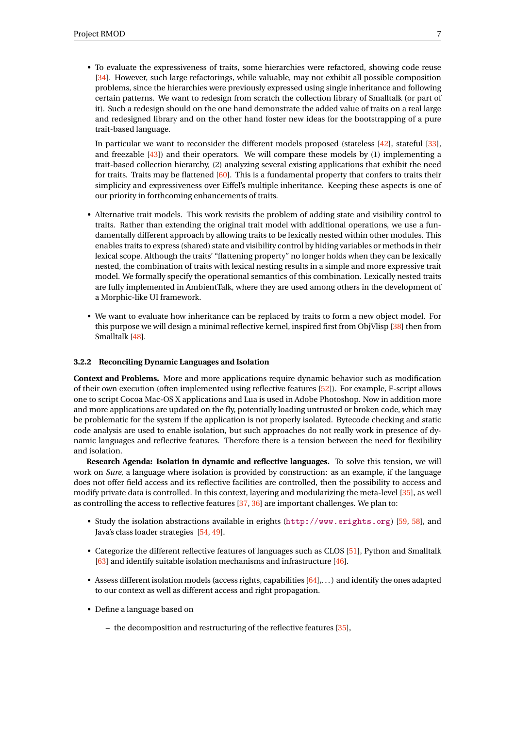- To evaluate the expressiveness of traits, some hierarchies were refactored, showing code reuse [34]. However, such large refactorings, while valuable, may not exhibit all possible composition problems, since the hierarchies were previously expressed using single inheritance and following certain patterns. We want to redesign from scratch the collection library of Smalltalk (or part of it). Such a redesign should on the one hand demonstrate the added value of traits on a real large and redesigned library and on the other hand foster new ideas for the bootstrapping of a pure trait-based language.

  In particular we want to reconsider the different models proposed (stateless [42], stateful [33], and freezable [43]) and their operators. We will compare these models by (1) implementing a trait-based collection hierarchy, (2) analyzing several existing applications that exhibit the need for traits. Traits may be flattened [60]. This is a fundamental property that confers to traits their simplicity and expressiveness over Eiffel's multiple inheritance. Keeping these aspects is one of our priority in forthcoming enhancements of traits.

- Alternative trait models. This work revisits the problem of adding state and visibility control to traits. Rather than extending the original trait model with additional operations, we use a fundamentally different approach by allowing traits to be lexically nested within other modules. This enables traits to express (shared) state and visibility control by hiding variables or methods in their lexical scope. Although the traits' "flattening property" no longer holds when they can be lexically nested, the combination of traits with lexical nesting results in a simple and more expressive trait model. We formally specify the operational semantics of this combination. Lexically nested traits are fully implemented in AmbientTalk, where they are used among others in the development of a Morphic-like UI framework.

- We want to evaluate how inheritance can be replaced by traits to form a new object model. For this purpose we will design a minimal reflective kernel, inspired first from ObjVlisp [38] then from Smalltalk [48].

### 3.2.2 Reconciling Dynamic Languages and Isolation

**Context and Problems.** More and more applications require dynamic behavior such as modification of their own execution (often implemented using reflective features [52]). For example, F-script allows one to script Cocoa Mac-OS X applications and Lua is used in Adobe Photoshop. Now in addition more and more applications are updated on the fly, potentially loading untrusted or broken code, which may be problematic for the system if the application is not properly isolated. Bytecode checking and static code analysis are used to enable isolation, but such approaches do not really work in presence of dynamic languages and reflective features. Therefore there is a tension between the need for flexibility and isolation.

**Research Agenda: Isolation in dynamic and reflective languages.** To solve this tension, we will work on *Sure*, a language where isolation is provided by construction: as an example, if the language does not offer field access and its reflective facilities are controlled, then the possibility to access and modify private data is controlled. In this context, layering and modularizing the meta-level [35], as well as controlling the access to reflective features [37, 36] are important challenges. We plan to:

- Study the isolation abstractions available in erights (`http://www.erights.org`) [59, 58], and Java's class loader strategies [54, 49].
- Categorize the different reflective features of languages such as CLOS [51], Python and Smalltalk [63] and identify suitable isolation mechanisms and infrastructure [46].
- Assess different isolation models (access rights, capabilities [64],...) and identify the ones adapted to our context as well as different access and right propagation.
- Define a language based on
  - the decomposition and restructuring of the reflective features [35],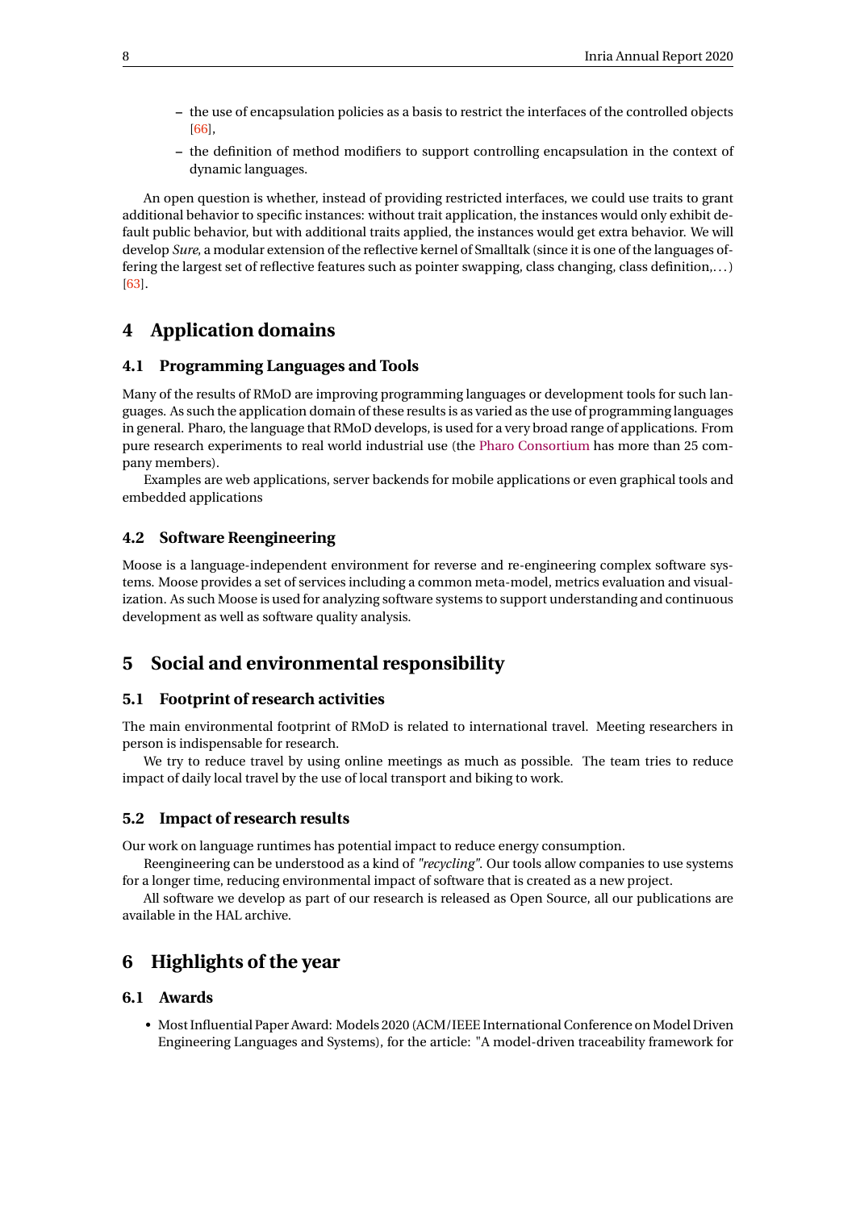- the use of encapsulation policies as a basis to restrict the interfaces of the controlled objects [66],
- the definition of method modifiers to support controlling encapsulation in the context of dynamic languages.

An open question is whether, instead of providing restricted interfaces, we could use traits to grant additional behavior to specific instances: without trait application, the instances would only exhibit default public behavior, but with additional traits applied, the instances would get extra behavior. We will develop *Sure*, a modular extension of the reflective kernel of Smalltalk (since it is one of the languages offering the largest set of reflective features such as pointer swapping, class changing, class definition,...) [63].

# 4 Application domains

## 4.1 Programming Languages and Tools

Many of the results of RMoD are improving programming languages or development tools for such languages. As such the application domain of these results is as varied as the use of programming languages in general. Pharo, the language that RMoD develops, is used for a very broad range of applications. From pure research experiments to real world industrial use (the Pharo Consortium has more than 25 company members).

Examples are web applications, server backends for mobile applications or even graphical tools and embedded applications

## 4.2 Software Reengineering

Moose is a language-independent environment for reverse and re-engineering complex software systems. Moose provides a set of services including a common meta-model, metrics evaluation and visualization. As such Moose is used for analyzing software systems to support understanding and continuous development as well as software quality analysis.

# 5 Social and environmental responsibility

## 5.1 Footprint of research activities

The main environmental footprint of RMoD is related to international travel. Meeting researchers in person is indispensable for research.

We try to reduce travel by using online meetings as much as possible. The team tries to reduce impact of daily local travel by the use of local transport and biking to work.

## 5.2 Impact of research results

Our work on language runtimes has potential impact to reduce energy consumption.

Reengineering can be understood as a kind of *"recycling"*. Our tools allow companies to use systems for a longer time, reducing environmental impact of software that is created as a new project.

All software we develop as part of our research is released as Open Source, all our publications are available in the HAL archive.

# 6 Highlights of the year

## 6.1 Awards

- Most Influential Paper Award: Models 2020 (ACM/IEEE International Conference on Model Driven Engineering Languages and Systems), for the article: "A model-driven traceability framework for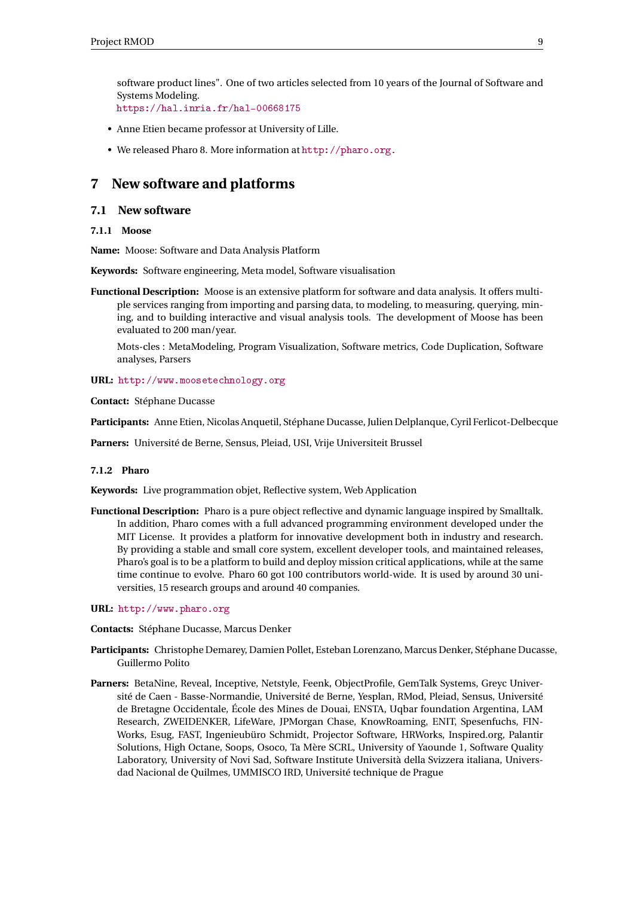software product lines". One of two articles selected from 10 years of the Journal of Software and Systems Modeling.
https://hal.inria.fr/hal-00668175

- Anne Etien became professor at University of Lille.
- We released Pharo 8. More information at http://pharo.org.

# 7 New software and platforms

## 7.1 New software

### 7.1.1 Moose

**Name:** Moose: Software and Data Analysis Platform

**Keywords:** Software engineering, Meta model, Software visualisation

**Functional Description:** Moose is an extensive platform for software and data analysis. It offers multiple services ranging from importing and parsing data, to modeling, to measuring, querying, mining, and to building interactive and visual analysis tools. The development of Moose has been evaluated to 200 man/year.

Mots-cles : MetaModeling, Program Visualization, Software metrics, Code Duplication, Software analyses, Parsers

**URL:** http://www.moosetechnology.org

**Contact:** Stéphane Ducasse

**Participants:** Anne Etien, Nicolas Anquetil, Stéphane Ducasse, Julien Delplanque, Cyril Ferlicot-Delbecque

**Parners:** Université de Berne, Sensus, Pleiad, USI, Vrije Universiteit Brussel

### 7.1.2 Pharo

**Keywords:** Live programmation objet, Reflective system, Web Application

**Functional Description:** Pharo is a pure object reflective and dynamic language inspired by Smalltalk. In addition, Pharo comes with a full advanced programming environment developed under the MIT License. It provides a platform for innovative development both in industry and research. By providing a stable and small core system, excellent developer tools, and maintained releases, Pharo's goal is to be a platform to build and deploy mission critical applications, while at the same time continue to evolve. Pharo 60 got 100 contributors world-wide. It is used by around 30 universities, 15 research groups and around 40 companies.

**URL:** http://www.pharo.org

**Contacts:** Stéphane Ducasse, Marcus Denker

**Participants:** Christophe Demarey, Damien Pollet, Esteban Lorenzano, Marcus Denker, Stéphane Ducasse, Guillermo Polito

**Parners:** BetaNine, Reveal, Inceptive, Netstyle, Feenk, ObjectProfile, GemTalk Systems, Greyc Université de Caen - Basse-Normandie, Université de Berne, Yesplan, RMod, Pleiad, Sensus, Université de Bretagne Occidentale, École des Mines de Douai, ENSTA, Uqbar foundation Argentina, LAM Research, ZWEIDENKER, LifeWare, JPMorgan Chase, KnowRoaming, ENIT, Spesenfuchs, FINWorks, Esug, FAST, Ingenieubüro Schmidt, Projector Software, HRWorks, Inspired.org, Palantir Solutions, High Octane, Soops, Osoco, Ta Mère SCRL, University of Yaounde 1, Software Quality Laboratory, University of Novi Sad, Software Institute Università della Svizzera italiana, Universdad Nacional de Quilmes, UMMISCO IRD, Université technique de Prague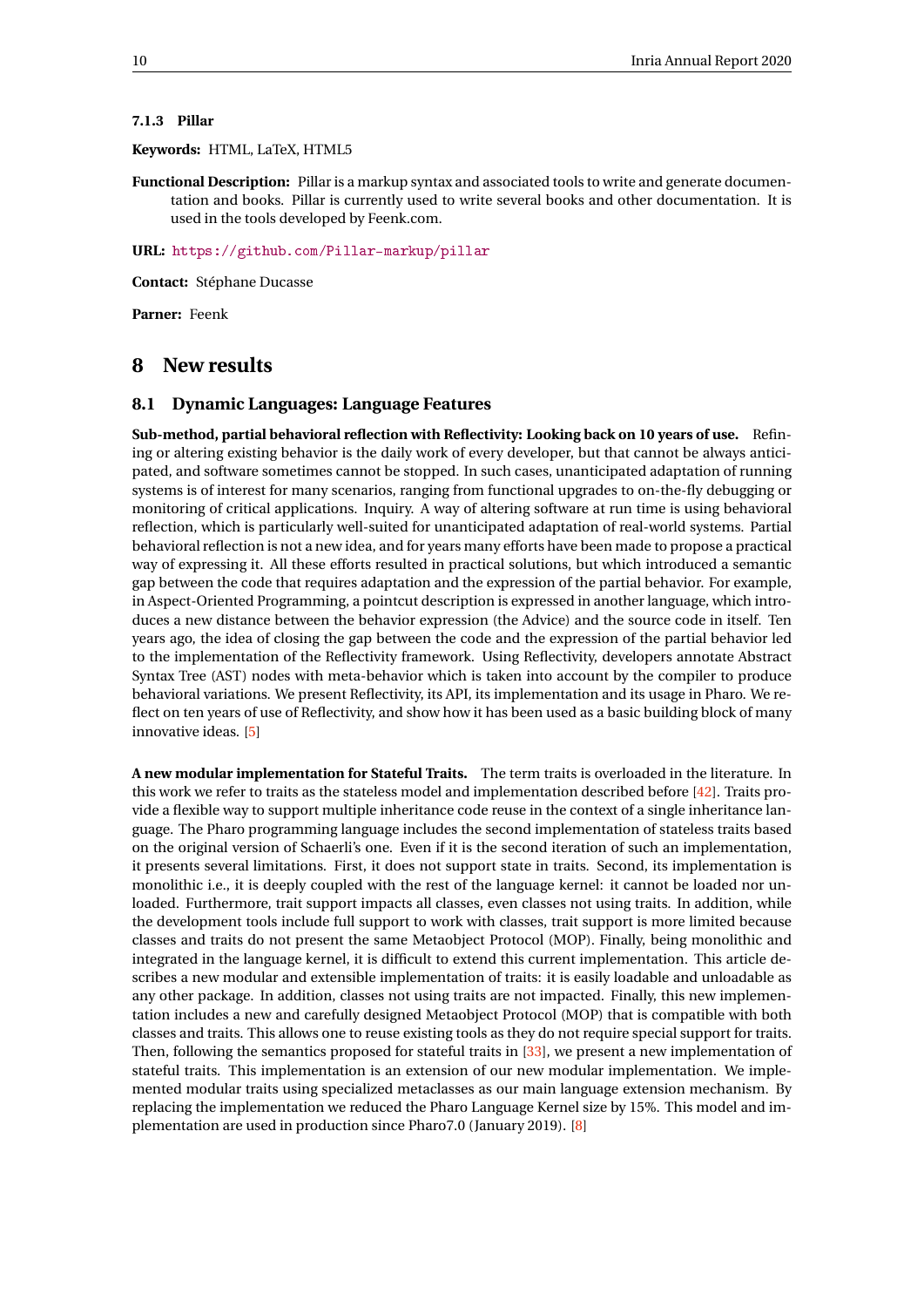#### 7.1.3 Pillar

**Keywords:** HTML, LaTeX, HTML5

**Functional Description:** Pillar is a markup syntax and associated tools to write and generate documentation and books. Pillar is currently used to write several books and other documentation. It is used in the tools developed by Feenk.com.

**URL:** https://github.com/Pillar-markup/pillar

**Contact:** Stéphane Ducasse

**Parner:** Feenk

## 8 New results

### 8.1 Dynamic Languages: Language Features

**Sub-method, partial behavioral reflection with Reflectivity: Looking back on 10 years of use.** Refining or altering existing behavior is the daily work of every developer, but that cannot be always anticipated, and software sometimes cannot be stopped. In such cases, unanticipated adaptation of running systems is of interest for many scenarios, ranging from functional upgrades to on-the-fly debugging or monitoring of critical applications. Inquiry. A way of altering software at run time is using behavioral reflection, which is particularly well-suited for unanticipated adaptation of real-world systems. Partial behavioral reflection is not a new idea, and for years many efforts have been made to propose a practical way of expressing it. All these efforts resulted in practical solutions, but which introduced a semantic gap between the code that requires adaptation and the expression of the partial behavior. For example, in Aspect-Oriented Programming, a pointcut description is expressed in another language, which introduces a new distance between the behavior expression (the Advice) and the source code in itself. Ten years ago, the idea of closing the gap between the code and the expression of the partial behavior led to the implementation of the Reflectivity framework. Using Reflectivity, developers annotate Abstract Syntax Tree (AST) nodes with meta-behavior which is taken into account by the compiler to produce behavioral variations. We present Reflectivity, its API, its implementation and its usage in Pharo. We reflect on ten years of use of Reflectivity, and show how it has been used as a basic building block of many innovative ideas. [5]

**A new modular implementation for Stateful Traits.** The term traits is overloaded in the literature. In this work we refer to traits as the stateless model and implementation described before [42]. Traits provide a flexible way to support multiple inheritance code reuse in the context of a single inheritance language. The Pharo programming language includes the second implementation of stateless traits based on the original version of Schaerli's one. Even if it is the second iteration of such an implementation, it presents several limitations. First, it does not support state in traits. Second, its implementation is monolithic i.e., it is deeply coupled with the rest of the language kernel: it cannot be loaded nor unloaded. Furthermore, trait support impacts all classes, even classes not using traits. In addition, while the development tools include full support to work with classes, trait support is more limited because classes and traits do not present the same Metaobject Protocol (MOP). Finally, being monolithic and integrated in the language kernel, it is difficult to extend this current implementation. This article describes a new modular and extensible implementation of traits: it is easily loadable and unloadable as any other package. In addition, classes not using traits are not impacted. Finally, this new implementation includes a new and carefully designed Metaobject Protocol (MOP) that is compatible with both classes and traits. This allows one to reuse existing tools as they do not require special support for traits. Then, following the semantics proposed for stateful traits in [33], we present a new implementation of stateful traits. This implementation is an extension of our new modular implementation. We implemented modular traits using specialized metaclasses as our main language extension mechanism. By replacing the implementation we reduced the Pharo Language Kernel size by 15%. This model and implementation are used in production since Pharo7.0 (January 2019). [8]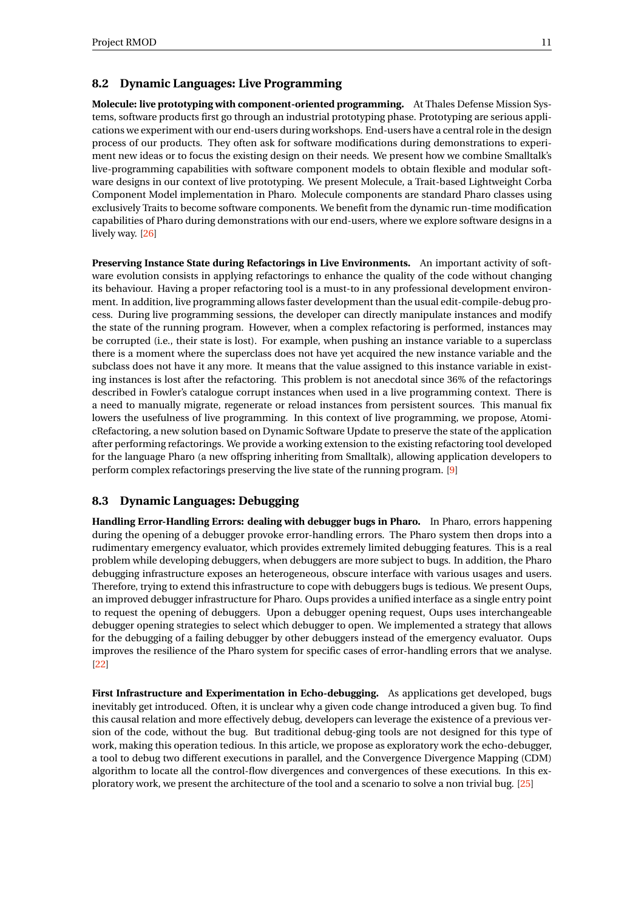## 8.2 Dynamic Languages: Live Programming

**Molecule: live prototyping with component-oriented programming.** At Thales Defense Mission Systems, software products first go through an industrial prototyping phase. Prototyping are serious applications we experiment with our end-users during workshops. End-users have a central role in the design process of our products. They often ask for software modifications during demonstrations to experiment new ideas or to focus the existing design on their needs. We present how we combine Smalltalk's live-programming capabilities with software component models to obtain flexible and modular software designs in our context of live prototyping. We present Molecule, a Trait-based Lightweight Corba Component Model implementation in Pharo. Molecule components are standard Pharo classes using exclusively Traits to become software components. We benefit from the dynamic run-time modification capabilities of Pharo during demonstrations with our end-users, where we explore software designs in a lively way. [26]

**Preserving Instance State during Refactorings in Live Environments.** An important activity of software evolution consists in applying refactorings to enhance the quality of the code without changing its behaviour. Having a proper refactoring tool is a must-to in any professional development environment. In addition, live programming allows faster development than the usual edit-compile-debug process. During live programming sessions, the developer can directly manipulate instances and modify the state of the running program. However, when a complex refactoring is performed, instances may be corrupted (i.e., their state is lost). For example, when pushing an instance variable to a superclass there is a moment where the superclass does not have yet acquired the new instance variable and the subclass does not have it any more. It means that the value assigned to this instance variable in existing instances is lost after the refactoring. This problem is not anecdotal since 36% of the refactorings described in Fowler's catalogue corrupt instances when used in a live programming context. There is a need to manually migrate, regenerate or reload instances from persistent sources. This manual fix lowers the usefulness of live programming. In this context of live programming, we propose, AtomicRefactoring, a new solution based on Dynamic Software Update to preserve the state of the application after performing refactorings. We provide a working extension to the existing refactoring tool developed for the language Pharo (a new offspring inheriting from Smalltalk), allowing application developers to perform complex refactorings preserving the live state of the running program. [9]

## 8.3 Dynamic Languages: Debugging

**Handling Error-Handling Errors: dealing with debugger bugs in Pharo.** In Pharo, errors happening during the opening of a debugger provoke error-handling errors. The Pharo system then drops into a rudimentary emergency evaluator, which provides extremely limited debugging features. This is a real problem while developing debuggers, when debuggers are more subject to bugs. In addition, the Pharo debugging infrastructure exposes an heterogeneous, obscure interface with various usages and users. Therefore, trying to extend this infrastructure to cope with debuggers bugs is tedious. We present Oups, an improved debugger infrastructure for Pharo. Oups provides a unified interface as a single entry point to request the opening of debuggers. Upon a debugger opening request, Oups uses interchangeable debugger opening strategies to select which debugger to open. We implemented a strategy that allows for the debugging of a failing debugger by other debuggers instead of the emergency evaluator. Oups improves the resilience of the Pharo system for specific cases of error-handling errors that we analyse. [22]

**First Infrastructure and Experimentation in Echo-debugging.** As applications get developed, bugs inevitably get introduced. Often, it is unclear why a given code change introduced a given bug. To find this causal relation and more effectively debug, developers can leverage the existence of a previous version of the code, without the bug. But traditional debug-ging tools are not designed for this type of work, making this operation tedious. In this article, we propose as exploratory work the echo-debugger, a tool to debug two different executions in parallel, and the Convergence Divergence Mapping (CDM) algorithm to locate all the control-flow divergences and convergences of these executions. In this exploratory work, we present the architecture of the tool and a scenario to solve a non trivial bug. [25]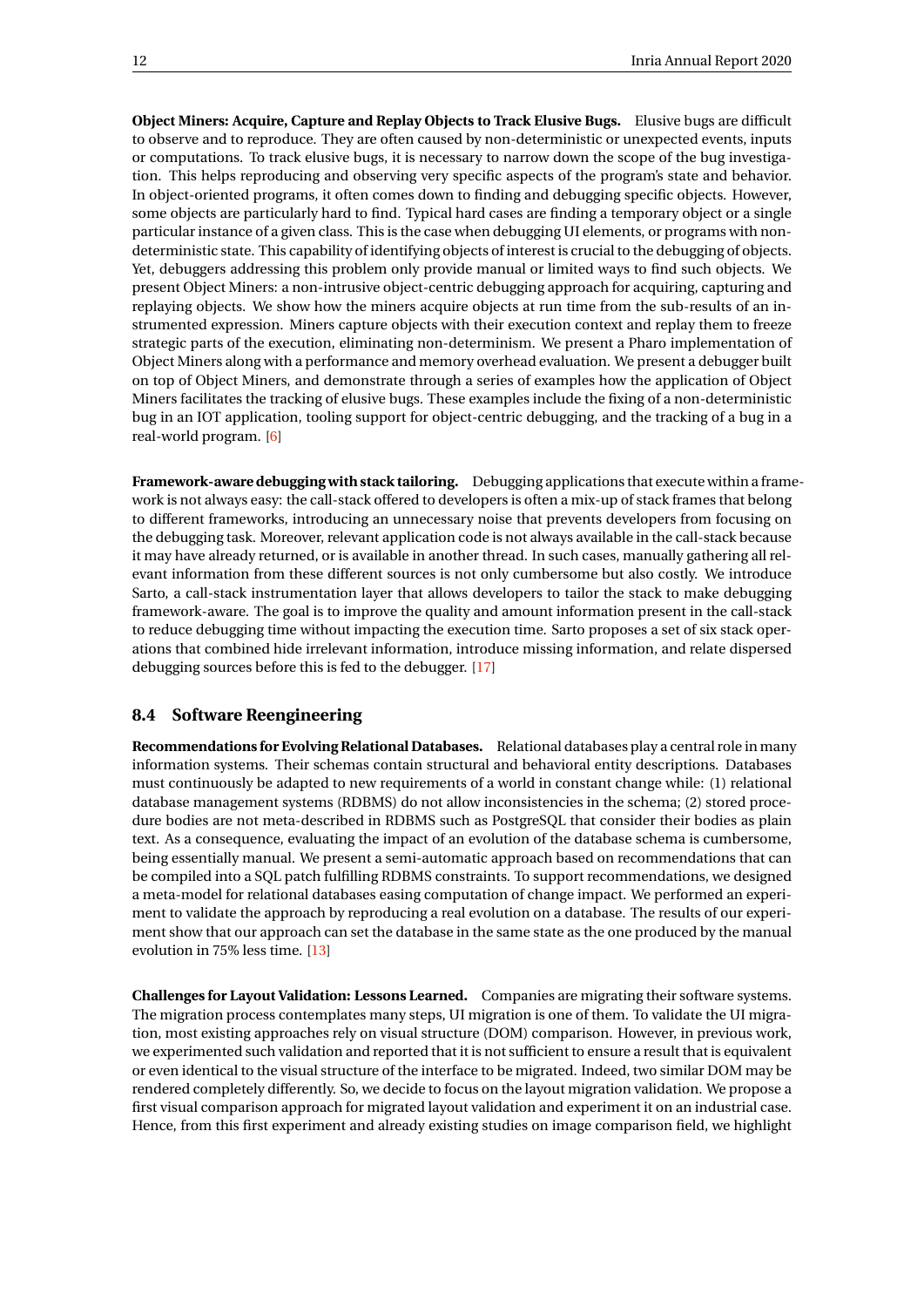**Object Miners: Acquire, Capture and Replay Objects to Track Elusive Bugs.** Elusive bugs are difficult to observe and to reproduce. They are often caused by non-deterministic or unexpected events, inputs or computations. To track elusive bugs, it is necessary to narrow down the scope of the bug investigation. This helps reproducing and observing very specific aspects of the program's state and behavior. In object-oriented programs, it often comes down to finding and debugging specific objects. However, some objects are particularly hard to find. Typical hard cases are finding a temporary object or a single particular instance of a given class. This is the case when debugging UI elements, or programs with non-deterministic state. This capability of identifying objects of interest is crucial to the debugging of objects. Yet, debuggers addressing this problem only provide manual or limited ways to find such objects. We present Object Miners: a non-intrusive object-centric debugging approach for acquiring, capturing and replaying objects. We show how the miners acquire objects at run time from the sub-results of an instrumented expression. Miners capture objects with their execution context and replay them to freeze strategic parts of the execution, eliminating non-determinism. We present a Pharo implementation of Object Miners along with a performance and memory overhead evaluation. We present a debugger built on top of Object Miners, and demonstrate through a series of examples how the application of Object Miners facilitates the tracking of elusive bugs. These examples include the fixing of a non-deterministic bug in an IOT application, tooling support for object-centric debugging, and the tracking of a bug in a real-world program. [6]

**Framework-aware debugging with stack tailoring.** Debugging applications that execute within a framework is not always easy: the call-stack offered to developers is often a mix-up of stack frames that belong to different frameworks, introducing an unnecessary noise that prevents developers from focusing on the debugging task. Moreover, relevant application code is not always available in the call-stack because it may have already returned, or is available in another thread. In such cases, manually gathering all relevant information from these different sources is not only cumbersome but also costly. We introduce Sarto, a call-stack instrumentation layer that allows developers to tailor the stack to make debugging framework-aware. The goal is to improve the quality and amount information present in the call-stack to reduce debugging time without impacting the execution time. Sarto proposes a set of six stack operations that combined hide irrelevant information, introduce missing information, and relate dispersed debugging sources before this is fed to the debugger. [17]

## 8.4 Software Reengineering

**Recommendations for Evolving Relational Databases.** Relational databases play a central role in many information systems. Their schemas contain structural and behavioral entity descriptions. Databases must continuously be adapted to new requirements of a world in constant change while: (1) relational database management systems (RDBMS) do not allow inconsistencies in the schema; (2) stored procedure bodies are not meta-described in RDBMS such as PostgreSQL that consider their bodies as plain text. As a consequence, evaluating the impact of an evolution of the database schema is cumbersome, being essentially manual. We present a semi-automatic approach based on recommendations that can be compiled into a SQL patch fulfilling RDBMS constraints. To support recommendations, we designed a meta-model for relational databases easing computation of change impact. We performed an experiment to validate the approach by reproducing a real evolution on a database. The results of our experiment show that our approach can set the database in the same state as the one produced by the manual evolution in 75% less time. [13]

**Challenges for Layout Validation: Lessons Learned.** Companies are migrating their software systems. The migration process contemplates many steps, UI migration is one of them. To validate the UI migration, most existing approaches rely on visual structure (DOM) comparison. However, in previous work, we experimented such validation and reported that it is not sufficient to ensure a result that is equivalent or even identical to the visual structure of the interface to be migrated. Indeed, two similar DOM may be rendered completely differently. So, we decide to focus on the layout migration validation. We propose a first visual comparison approach for migrated layout validation and experiment it on an industrial case. Hence, from this first experiment and already existing studies on image comparison field, we highlight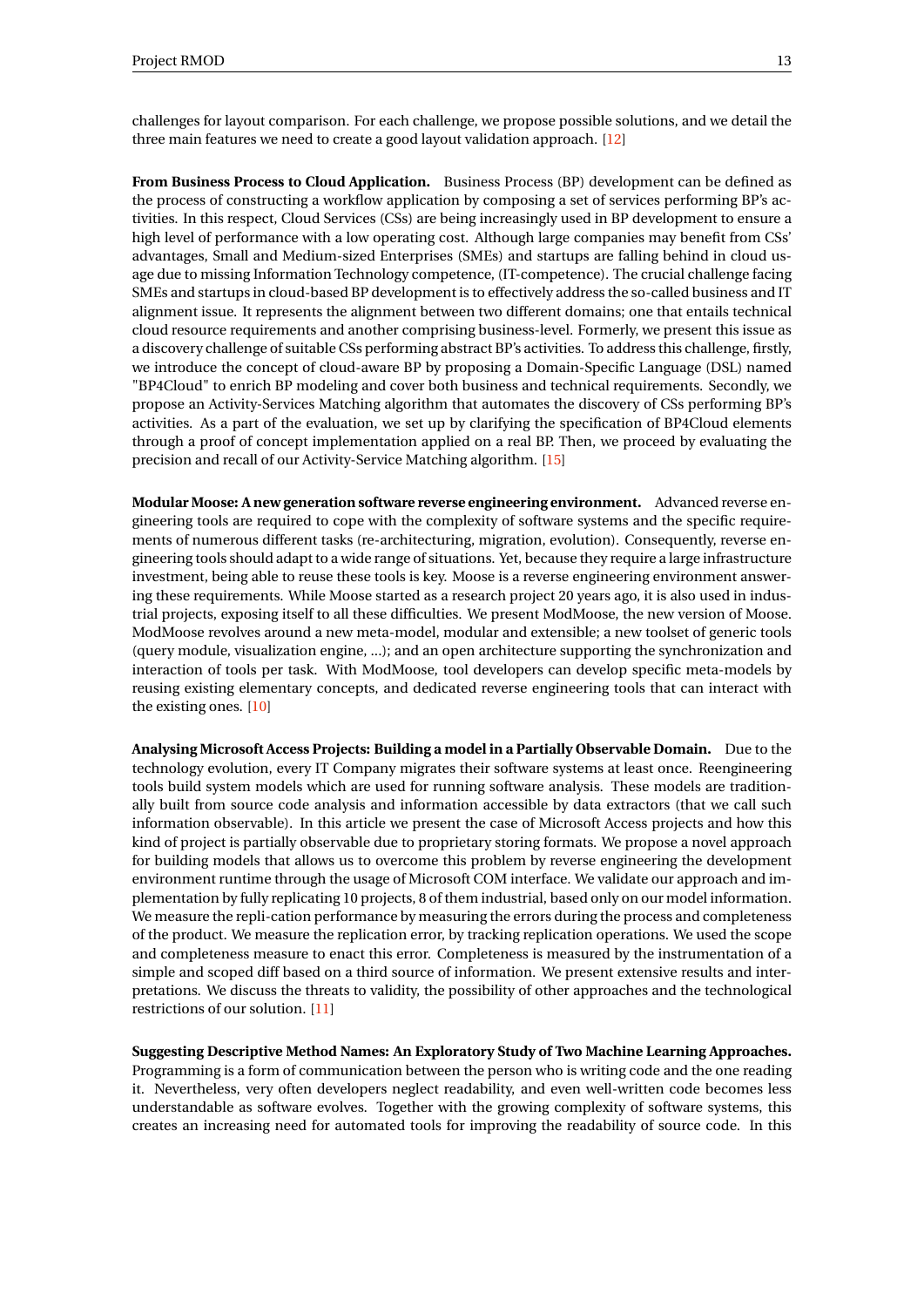challenges for layout comparison. For each challenge, we propose possible solutions, and we detail the three main features we need to create a good layout validation approach. [12]

**From Business Process to Cloud Application.** Business Process (BP) development can be defined as the process of constructing a workflow application by composing a set of services performing BP's activities. In this respect, Cloud Services (CSs) are being increasingly used in BP development to ensure a high level of performance with a low operating cost. Although large companies may benefit from CSs' advantages, Small and Medium-sized Enterprises (SMEs) and startups are falling behind in cloud usage due to missing Information Technology competence, (IT-competence). The crucial challenge facing SMEs and startups in cloud-based BP development is to effectively address the so-called business and IT alignment issue. It represents the alignment between two different domains; one that entails technical cloud resource requirements and another comprising business-level. Formerly, we present this issue as a discovery challenge of suitable CSs performing abstract BP's activities. To address this challenge, firstly, we introduce the concept of cloud-aware BP by proposing a Domain-Specific Language (DSL) named "BP4Cloud" to enrich BP modeling and cover both business and technical requirements. Secondly, we propose an Activity-Services Matching algorithm that automates the discovery of CSs performing BP's activities. As a part of the evaluation, we set up by clarifying the specification of BP4Cloud elements through a proof of concept implementation applied on a real BP. Then, we proceed by evaluating the precision and recall of our Activity-Service Matching algorithm. [15]

**Modular Moose: A new generation software reverse engineering environment.** Advanced reverse engineering tools are required to cope with the complexity of software systems and the specific requirements of numerous different tasks (re-architecturing, migration, evolution). Consequently, reverse engineering tools should adapt to a wide range of situations. Yet, because they require a large infrastructure investment, being able to reuse these tools is key. Moose is a reverse engineering environment answering these requirements. While Moose started as a research project 20 years ago, it is also used in industrial projects, exposing itself to all these difficulties. We present ModMoose, the new version of Moose. ModMoose revolves around a new meta-model, modular and extensible; a new toolset of generic tools (query module, visualization engine, ...); and an open architecture supporting the synchronization and interaction of tools per task. With ModMoose, tool developers can develop specific meta-models by reusing existing elementary concepts, and dedicated reverse engineering tools that can interact with the existing ones. [10]

**Analysing Microsoft Access Projects: Building a model in a Partially Observable Domain.** Due to the technology evolution, every IT Company migrates their software systems at least once. Reengineering tools build system models which are used for running software analysis. These models are traditionally built from source code analysis and information accessible by data extractors (that we call such information observable). In this article we present the case of Microsoft Access projects and how this kind of project is partially observable due to proprietary storing formats. We propose a novel approach for building models that allows us to overcome this problem by reverse engineering the development environment runtime through the usage of Microsoft COM interface. We validate our approach and implementation by fully replicating 10 projects, 8 of them industrial, based only on our model information. We measure the repli-cation performance by measuring the errors during the process and completeness of the product. We measure the replication error, by tracking replication operations. We used the scope and completeness measure to enact this error. Completeness is measured by the instrumentation of a simple and scoped diff based on a third source of information. We present extensive results and interpretations. We discuss the threats to validity, the possibility of other approaches and the technological restrictions of our solution. [11]

**Suggesting Descriptive Method Names: An Exploratory Study of Two Machine Learning Approaches.** Programming is a form of communication between the person who is writing code and the one reading it. Nevertheless, very often developers neglect readability, and even well-written code becomes less understandable as software evolves. Together with the growing complexity of software systems, this creates an increasing need for automated tools for improving the readability of source code. In this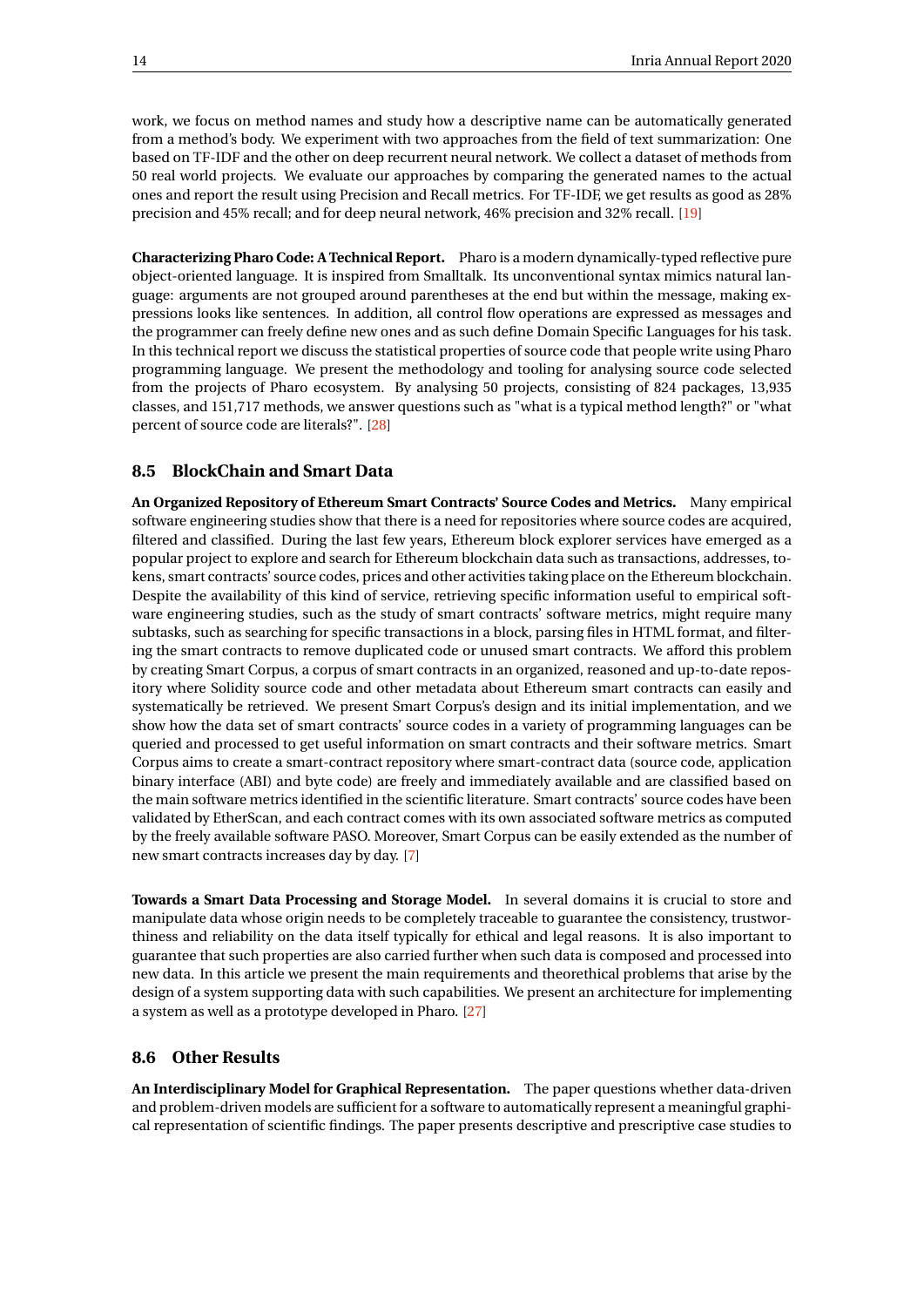work, we focus on method names and study how a descriptive name can be automatically generated from a method's body. We experiment with two approaches from the field of text summarization: One based on TF-IDF and the other on deep recurrent neural network. We collect a dataset of methods from 50 real world projects. We evaluate our approaches by comparing the generated names to the actual ones and report the result using Precision and Recall metrics. For TF-IDF, we get results as good as 28% precision and 45% recall; and for deep neural network, 46% precision and 32% recall. [19]

**Characterizing Pharo Code: A Technical Report.** Pharo is a modern dynamically-typed reflective pure object-oriented language. It is inspired from Smalltalk. Its unconventional syntax mimics natural language: arguments are not grouped around parentheses at the end but within the message, making expressions looks like sentences. In addition, all control flow operations are expressed as messages and the programmer can freely define new ones and as such define Domain Specific Languages for his task. In this technical report we discuss the statistical properties of source code that people write using Pharo programming language. We present the methodology and tooling for analysing source code selected from the projects of Pharo ecosystem. By analysing 50 projects, consisting of 824 packages, 13,935 classes, and 151,717 methods, we answer questions such as "what is a typical method length?" or "what percent of source code are literals?". [28]

### 8.5 BlockChain and Smart Data

**An Organized Repository of Ethereum Smart Contracts' Source Codes and Metrics.** Many empirical software engineering studies show that there is a need for repositories where source codes are acquired, filtered and classified. During the last few years, Ethereum block explorer services have emerged as a popular project to explore and search for Ethereum blockchain data such as transactions, addresses, tokens, smart contracts' source codes, prices and other activities taking place on the Ethereum blockchain. Despite the availability of this kind of service, retrieving specific information useful to empirical software engineering studies, such as the study of smart contracts' software metrics, might require many subtasks, such as searching for specific transactions in a block, parsing files in HTML format, and filtering the smart contracts to remove duplicated code or unused smart contracts. We afford this problem by creating Smart Corpus, a corpus of smart contracts in an organized, reasoned and up-to-date repository where Solidity source code and other metadata about Ethereum smart contracts can easily and systematically be retrieved. We present Smart Corpus's design and its initial implementation, and we show how the data set of smart contracts' source codes in a variety of programming languages can be queried and processed to get useful information on smart contracts and their software metrics. Smart Corpus aims to create a smart-contract repository where smart-contract data (source code, application binary interface (ABI) and byte code) are freely and immediately available and are classified based on the main software metrics identified in the scientific literature. Smart contracts' source codes have been validated by EtherScan, and each contract comes with its own associated software metrics as computed by the freely available software PASO. Moreover, Smart Corpus can be easily extended as the number of new smart contracts increases day by day. [7]

**Towards a Smart Data Processing and Storage Model.** In several domains it is crucial to store and manipulate data whose origin needs to be completely traceable to guarantee the consistency, trustworthiness and reliability on the data itself typically for ethical and legal reasons. It is also important to guarantee that such properties are also carried further when such data is composed and processed into new data. In this article we present the main requirements and theorethical problems that arise by the design of a system supporting data with such capabilities. We present an architecture for implementing a system as well as a prototype developed in Pharo. [27]

### 8.6 Other Results

**An Interdisciplinary Model for Graphical Representation.** The paper questions whether data-driven and problem-driven models are sufficient for a software to automatically represent a meaningful graphical representation of scientific findings. The paper presents descriptive and prescriptive case studies to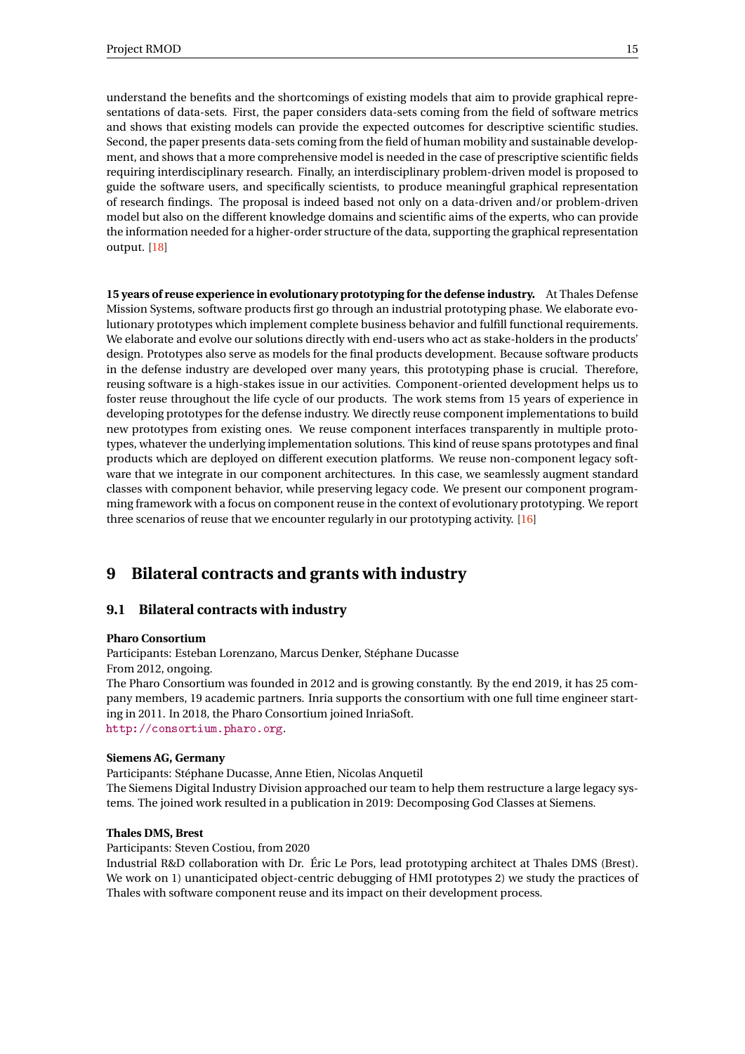understand the benefits and the shortcomings of existing models that aim to provide graphical representations of data-sets. First, the paper considers data-sets coming from the field of software metrics and shows that existing models can provide the expected outcomes for descriptive scientific studies. Second, the paper presents data-sets coming from the field of human mobility and sustainable development, and shows that a more comprehensive model is needed in the case of prescriptive scientific fields requiring interdisciplinary research. Finally, an interdisciplinary problem-driven model is proposed to guide the software users, and specifically scientists, to produce meaningful graphical representation of research findings. The proposal is indeed based not only on a data-driven and/or problem-driven model but also on the different knowledge domains and scientific aims of the experts, who can provide the information needed for a higher-order structure of the data, supporting the graphical representation output. [18]

**15 years of reuse experience in evolutionary prototyping for the defense industry.** At Thales Defense Mission Systems, software products first go through an industrial prototyping phase. We elaborate evolutionary prototypes which implement complete business behavior and fulfill functional requirements. We elaborate and evolve our solutions directly with end-users who act as stake-holders in the products' design. Prototypes also serve as models for the final products development. Because software products in the defense industry are developed over many years, this prototyping phase is crucial. Therefore, reusing software is a high-stakes issue in our activities. Component-oriented development helps us to foster reuse throughout the life cycle of our products. The work stems from 15 years of experience in developing prototypes for the defense industry. We directly reuse component implementations to build new prototypes from existing ones. We reuse component interfaces transparently in multiple prototypes, whatever the underlying implementation solutions. This kind of reuse spans prototypes and final products which are deployed on different execution platforms. We reuse non-component legacy software that we integrate in our component architectures. In this case, we seamlessly augment standard classes with component behavior, while preserving legacy code. We present our component programming framework with a focus on component reuse in the context of evolutionary prototyping. We report three scenarios of reuse that we encounter regularly in our prototyping activity. [16]

# 9 Bilateral contracts and grants with industry

## 9.1 Bilateral contracts with industry

**Pharo Consortium**

Participants: Esteban Lorenzano, Marcus Denker, Stéphane Ducasse

From 2012, ongoing.

The Pharo Consortium was founded in 2012 and is growing constantly. By the end 2019, it has 25 company members, 19 academic partners. Inria supports the consortium with one full time engineer starting in 2011. In 2018, the Pharo Consortium joined InriaSoft.

http://consortium.pharo.org.

**Siemens AG, Germany**

Participants: Stéphane Ducasse, Anne Etien, Nicolas Anquetil

The Siemens Digital Industry Division approached our team to help them restructure a large legacy systems. The joined work resulted in a publication in 2019: Decomposing God Classes at Siemens.

**Thales DMS, Brest**

Participants: Steven Costiou, from 2020

Industrial R&D collaboration with Dr. Éric Le Pors, lead prototyping architect at Thales DMS (Brest). We work on 1) unanticipated object-centric debugging of HMI prototypes 2) we study the practices of Thales with software component reuse and its impact on their development process.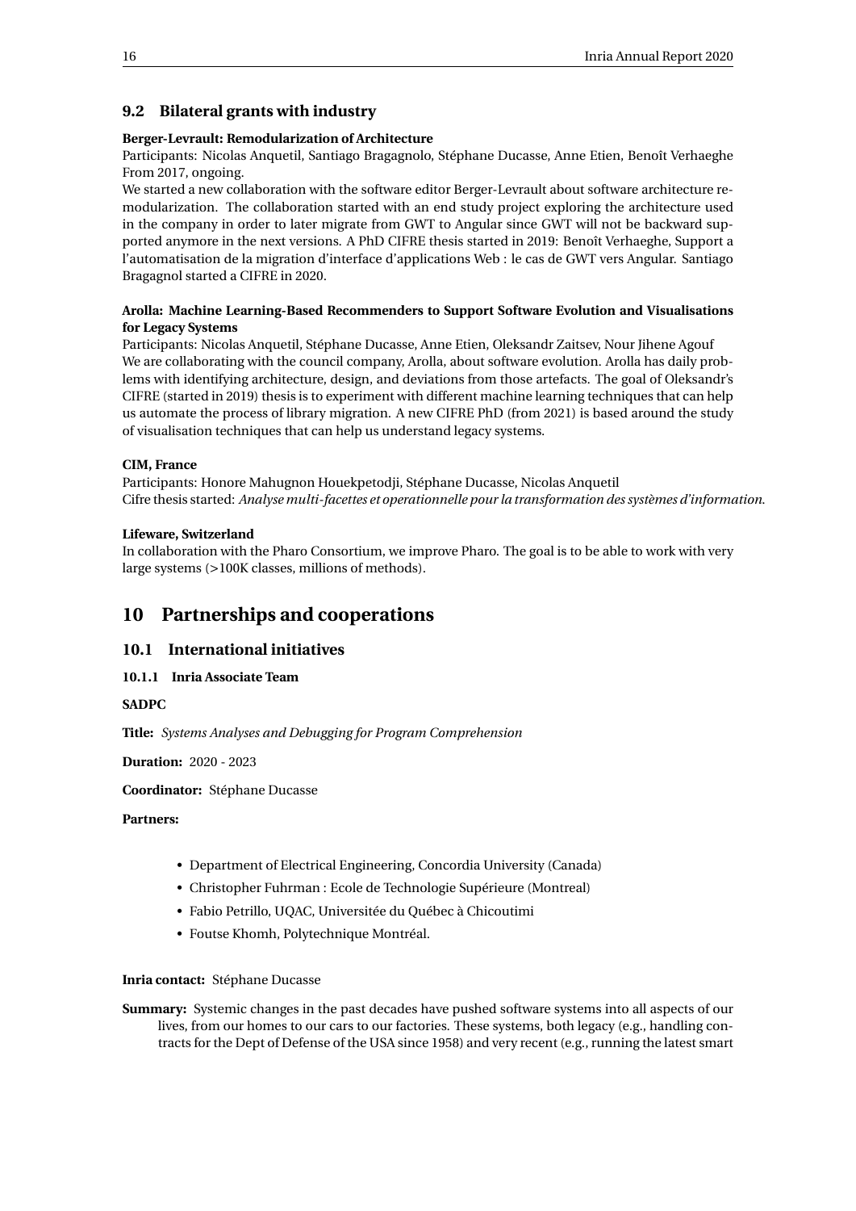## 9.2 Bilateral grants with industry

**Berger-Levrault: Remodularization of Architecture**

Participants: Nicolas Anquetil, Santiago Bragagnolo, Stéphane Ducasse, Anne Etien, Benoît Verhaeghe
From 2017, ongoing.

We started a new collaboration with the software editor Berger-Levrault about software architecture remodularization. The collaboration started with an end study project exploring the architecture used in the company in order to later migrate from GWT to Angular since GWT will not be backward supported anymore in the next versions. A PhD CIFRE thesis started in 2019: Benoît Verhaeghe, Support a l'automatisation de la migration d'interface d'applications Web : le cas de GWT vers Angular. Santiago Bragagnol started a CIFRE in 2020.

**Arolla: Machine Learning-Based Recommenders to Support Software Evolution and Visualisations for Legacy Systems**

Participants: Nicolas Anquetil, Stéphane Ducasse, Anne Etien, Oleksandr Zaitsev, Nour Jihene Agouf

We are collaborating with the council company, Arolla, about software evolution. Arolla has daily problems with identifying architecture, design, and deviations from those artefacts. The goal of Oleksandr's CIFRE (started in 2019) thesis is to experiment with different machine learning techniques that can help us automate the process of library migration. A new CIFRE PhD (from 2021) is based around the study of visualisation techniques that can help us understand legacy systems.

**CIM, France**

Participants: Honore Mahugnon Houekpetodji, Stéphane Ducasse, Nicolas Anquetil

Cifre thesis started: *Analyse multi-facettes et operationnelle pour la transformation des systèmes d'information.*

**Lifeware, Switzerland**

In collaboration with the Pharo Consortium, we improve Pharo. The goal is to be able to work with very large systems (>100K classes, millions of methods).

# 10 Partnerships and cooperations

## 10.1 International initiatives

### 10.1.1 Inria Associate Team

**SADPC**

**Title:** *Systems Analyses and Debugging for Program Comprehension*

**Duration:** 2020 - 2023

**Coordinator:** Stéphane Ducasse

**Partners:**

- Department of Electrical Engineering, Concordia University (Canada)
- Christopher Fuhrman : Ecole de Technologie Supérieure (Montreal)
- Fabio Petrillo, UQAC, Universitée du Québec à Chicoutimi
- Foutse Khomh, Polytechnique Montréal.

**Inria contact:** Stéphane Ducasse

**Summary:** Systemic changes in the past decades have pushed software systems into all aspects of our lives, from our homes to our cars to our factories. These systems, both legacy (e.g., handling contracts for the Dept of Defense of the USA since 1958) and very recent (e.g., running the latest smart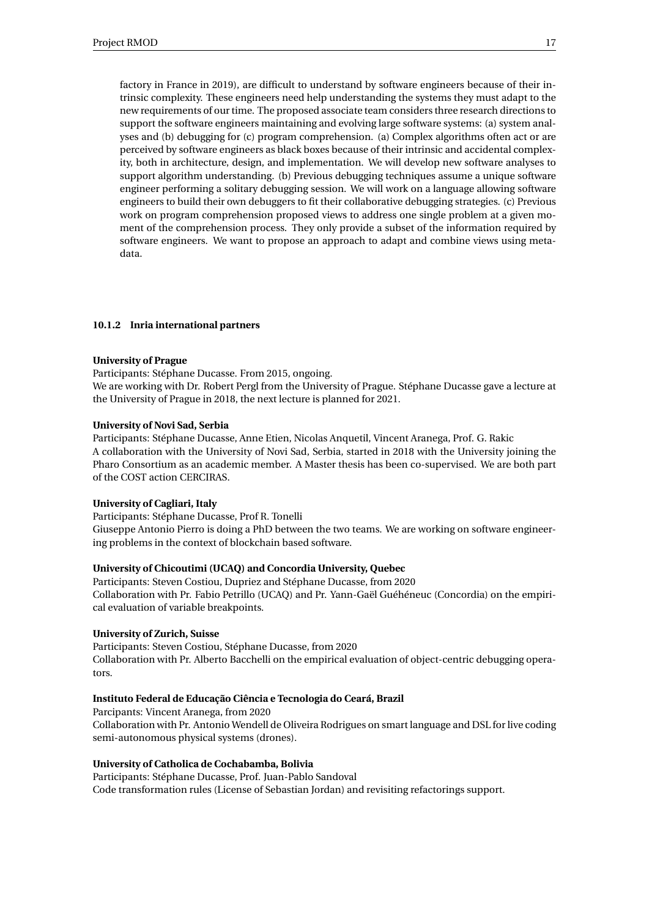factory in France in 2019), are difficult to understand by software engineers because of their intrinsic complexity. These engineers need help understanding the systems they must adapt to the new requirements of our time. The proposed associate team considers three research directions to support the software engineers maintaining and evolving large software systems: (a) system analyses and (b) debugging for (c) program comprehension. (a) Complex algorithms often act or are perceived by software engineers as black boxes because of their intrinsic and accidental complexity, both in architecture, design, and implementation. We will develop new software analyses to support algorithm understanding. (b) Previous debugging techniques assume a unique software engineer performing a solitary debugging session. We will work on a language allowing software engineers to build their own debuggers to fit their collaborative debugging strategies. (c) Previous work on program comprehension proposed views to address one single problem at a given moment of the comprehension process. They only provide a subset of the information required by software engineers. We want to propose an approach to adapt and combine views using metadata.

#### 10.1.2 Inria international partners

**University of Prague**

Participants: Stéphane Ducasse. From 2015, ongoing.
We are working with Dr. Robert Pergl from the University of Prague. Stéphane Ducasse gave a lecture at the University of Prague in 2018, the next lecture is planned for 2021.

**University of Novi Sad, Serbia**

Participants: Stéphane Ducasse, Anne Etien, Nicolas Anquetil, Vincent Aranega, Prof. G. Rakic
A collaboration with the University of Novi Sad, Serbia, started in 2018 with the University joining the Pharo Consortium as an academic member. A Master thesis has been co-supervised. We are both part of the COST action CERCIRAS.

**University of Cagliari, Italy**

Participants: Stéphane Ducasse, Prof R. Tonelli
Giuseppe Antonio Pierro is doing a PhD between the two teams. We are working on software engineering problems in the context of blockchain based software.

**University of Chicoutimi (UCAQ) and Concordia University, Quebec**

Participants: Steven Costiou, Dupriez and Stéphane Ducasse, from 2020
Collaboration with Pr. Fabio Petrillo (UCAQ) and Pr. Yann-Gaël Guéhéneuc (Concordia) on the empirical evaluation of variable breakpoints.

**University of Zurich, Suisse**

Participants: Steven Costiou, Stéphane Ducasse, from 2020
Collaboration with Pr. Alberto Bacchelli on the empirical evaluation of object-centric debugging operators.

**Instituto Federal de Educação Ciência e Tecnologia do Ceará, Brazil**

Parcipants: Vincent Aranega, from 2020
Collaboration with Pr. Antonio Wendell de Oliveira Rodrigues on smart language and DSL for live coding semi-autonomous physical systems (drones).

**University of Catholica de Cochabamba, Bolivia**

Participants: Stéphane Ducasse, Prof. Juan-Pablo Sandoval
Code transformation rules (License of Sebastian Jordan) and revisiting refactorings support.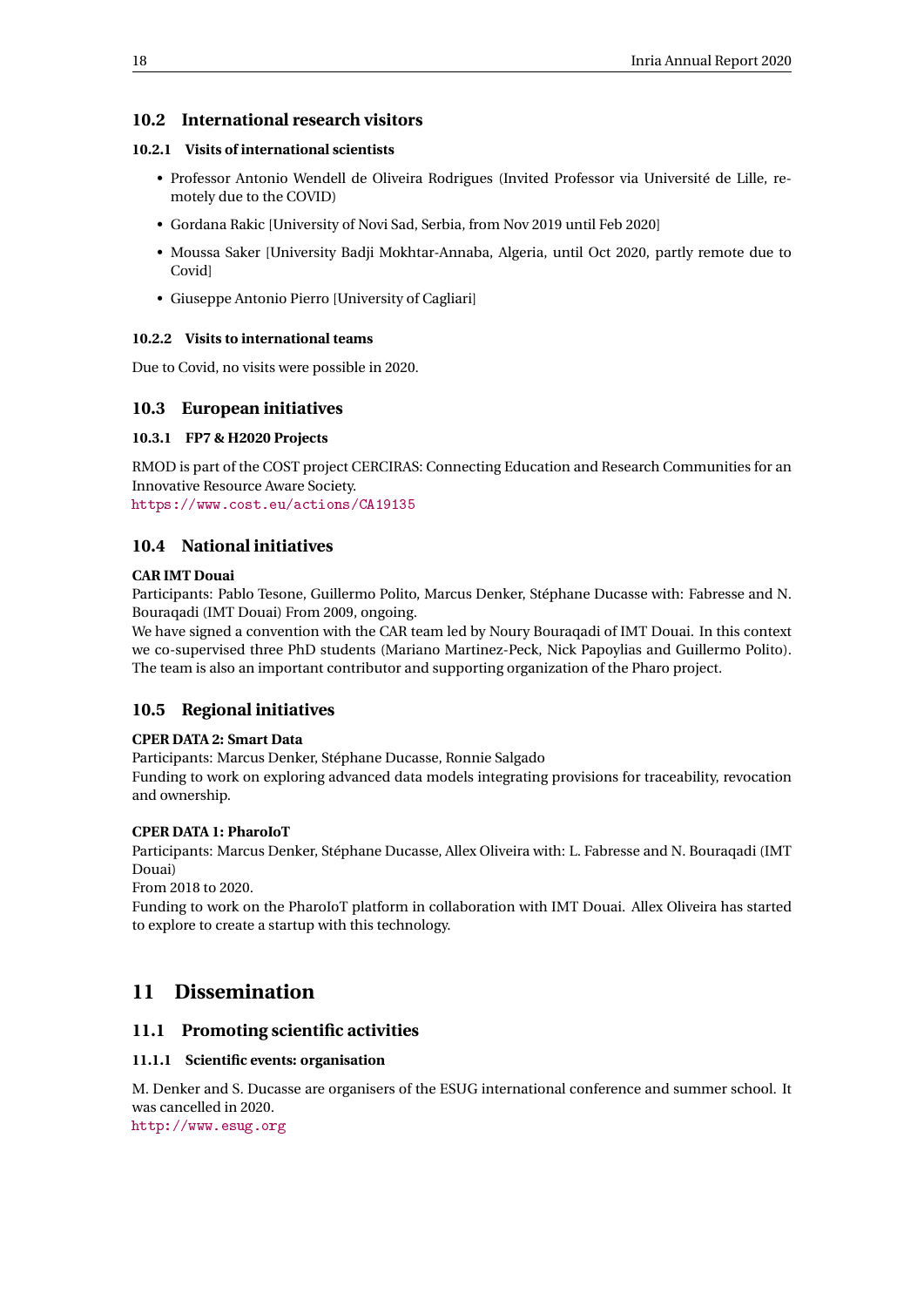## 10.2 International research visitors

### 10.2.1 Visits of international scientists

- Professor Antonio Wendell de Oliveira Rodrigues (Invited Professor via Université de Lille, remotely due to the COVID)
- Gordana Rakic [University of Novi Sad, Serbia, from Nov 2019 until Feb 2020]
- Moussa Saker [University Badji Mokhtar-Annaba, Algeria, until Oct 2020, partly remote due to Covid]
- Giuseppe Antonio Pierro [University of Cagliari]

### 10.2.2 Visits to international teams

Due to Covid, no visits were possible in 2020.

## 10.3 European initiatives

### 10.3.1 FP7 & H2020 Projects

RMOD is part of the COST project CERCIRAS: Connecting Education and Research Communities for an Innovative Resource Aware Society.
https://www.cost.eu/actions/CA19135

## 10.4 National initiatives

**CAR IMT Douai**

Participants: Pablo Tesone, Guillermo Polito, Marcus Denker, Stéphane Ducasse with: Fabresse and N. Bouraqadi (IMT Douai) From 2009, ongoing.

We have signed a convention with the CAR team led by Noury Bouraqadi of IMT Douai. In this context we co-supervised three PhD students (Mariano Martinez-Peck, Nick Papoylias and Guillermo Polito). The team is also an important contributor and supporting organization of the Pharo project.

## 10.5 Regional initiatives

**CPER DATA 2: Smart Data**

Participants: Marcus Denker, Stéphane Ducasse, Ronnie Salgado

Funding to work on exploring advanced data models integrating provisions for traceability, revocation and ownership.

**CPER DATA 1: PharoIoT**

Participants: Marcus Denker, Stéphane Ducasse, Allex Oliveira with: L. Fabresse and N. Bouraqadi (IMT Douai)

From 2018 to 2020.

Funding to work on the PharoIoT platform in collaboration with IMT Douai. Allex Oliveira has started to explore to create a startup with this technology.

# 11 Dissemination

## 11.1 Promoting scientific activities

### 11.1.1 Scientific events: organisation

M. Denker and S. Ducasse are organisers of the ESUG international conference and summer school. It was cancelled in 2020.
http://www.esug.org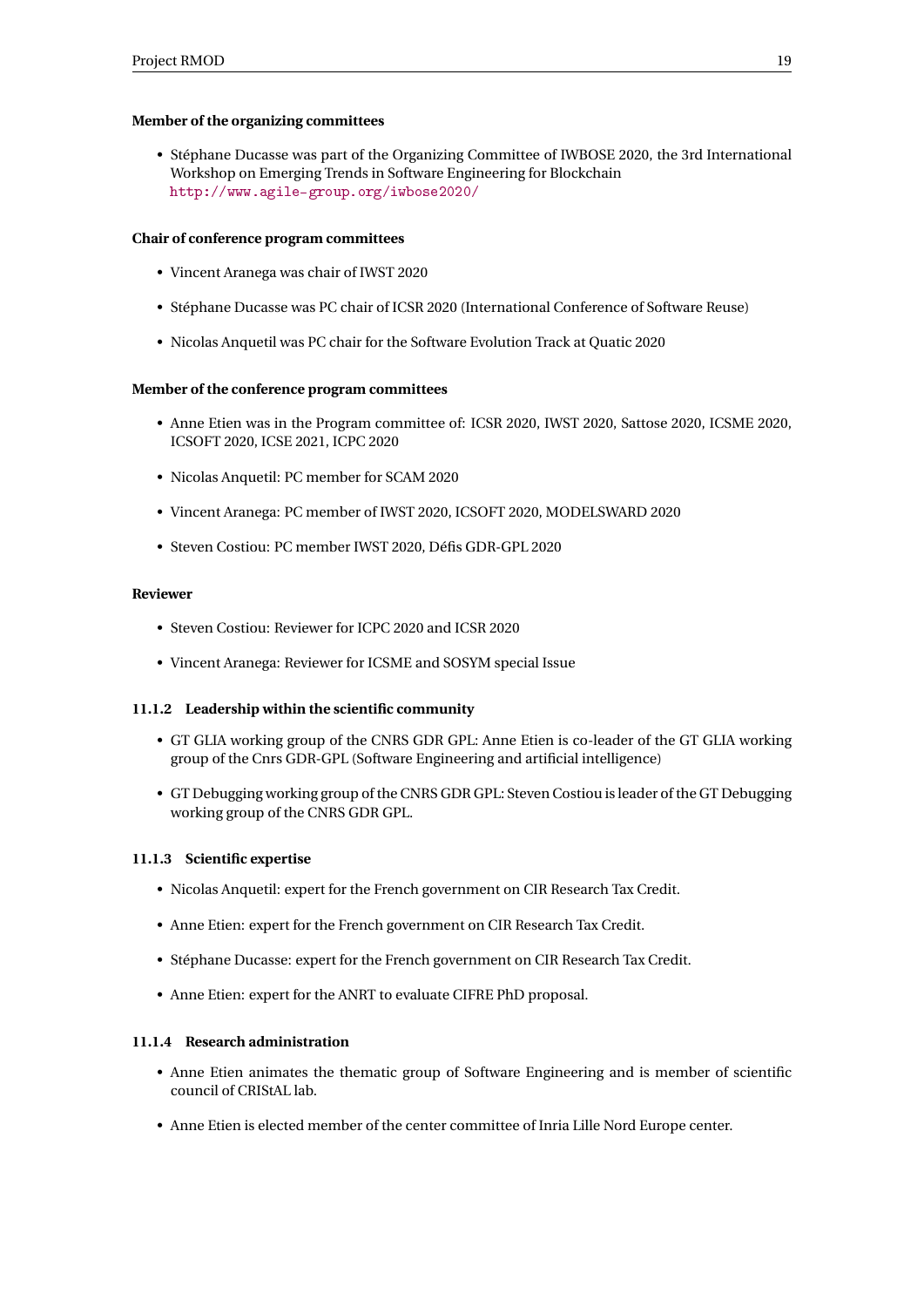**Member of the organizing committees**

- Stéphane Ducasse was part of the Organizing Committee of IWBOSE 2020, the 3rd International Workshop on Emerging Trends in Software Engineering for Blockchain http://www.agile-group.org/iwbose2020/

**Chair of conference program committees**

- Vincent Aranega was chair of IWST 2020
- Stéphane Ducasse was PC chair of ICSR 2020 (International Conference of Software Reuse)
- Nicolas Anquetil was PC chair for the Software Evolution Track at Quatic 2020

**Member of the conference program committees**

- Anne Etien was in the Program committee of: ICSR 2020, IWST 2020, Sattose 2020, ICSME 2020, ICSOFT 2020, ICSE 2021, ICPC 2020
- Nicolas Anquetil: PC member for SCAM 2020
- Vincent Aranega: PC member of IWST 2020, ICSOFT 2020, MODELSWARD 2020
- Steven Costiou: PC member IWST 2020, Défis GDR-GPL 2020

**Reviewer**

- Steven Costiou: Reviewer for ICPC 2020 and ICSR 2020
- Vincent Aranega: Reviewer for ICSME and SOSYM special Issue

#### 11.1.2 Leadership within the scientific community

- GT GLIA working group of the CNRS GDR GPL: Anne Etien is co-leader of the GT GLIA working group of the Cnrs GDR-GPL (Software Engineering and artificial intelligence)
- GT Debugging working group of the CNRS GDR GPL: Steven Costiou is leader of the GT Debugging working group of the CNRS GDR GPL.

#### 11.1.3 Scientific expertise

- Nicolas Anquetil: expert for the French government on CIR Research Tax Credit.
- Anne Etien: expert for the French government on CIR Research Tax Credit.
- Stéphane Ducasse: expert for the French government on CIR Research Tax Credit.
- Anne Etien: expert for the ANRT to evaluate CIFRE PhD proposal.

#### 11.1.4 Research administration

- Anne Etien animates the thematic group of Software Engineering and is member of scientific council of CRIStAL lab.
- Anne Etien is elected member of the center committee of Inria Lille Nord Europe center.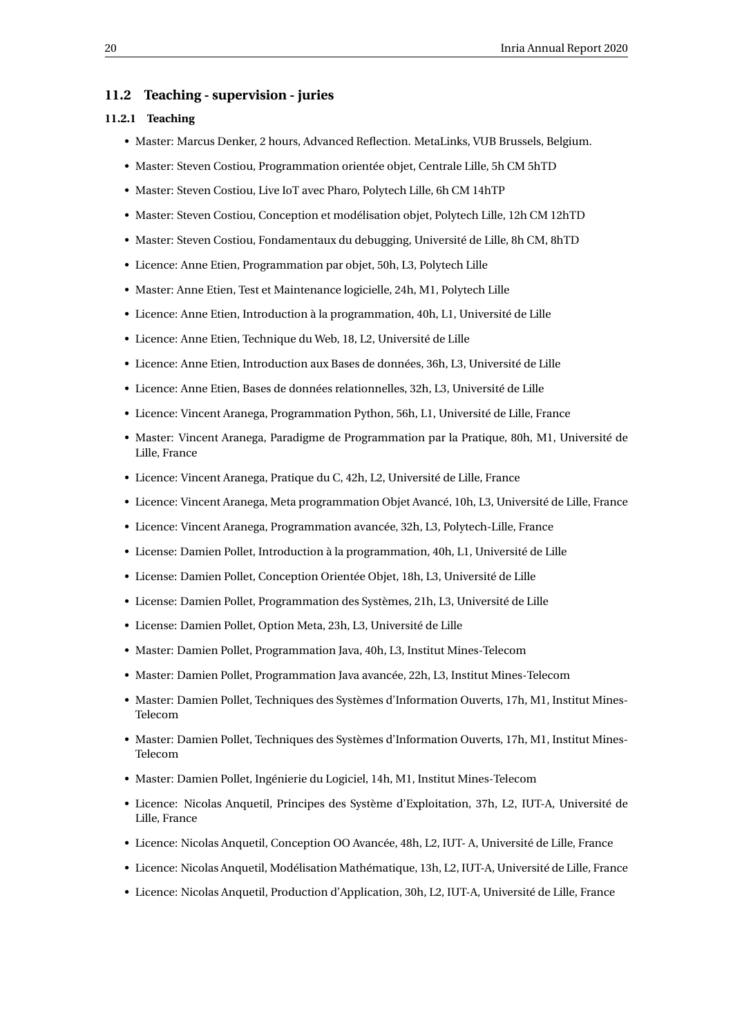## 11.2 Teaching - supervision - juries

### 11.2.1 Teaching

- Master: Marcus Denker, 2 hours, Advanced Reflection. MetaLinks, VUB Brussels, Belgium.
- Master: Steven Costiou, Programmation orientée objet, Centrale Lille, 5h CM 5hTD
- Master: Steven Costiou, Live IoT avec Pharo, Polytech Lille, 6h CM 14hTP
- Master: Steven Costiou, Conception et modélisation objet, Polytech Lille, 12h CM 12hTD
- Master: Steven Costiou, Fondamentaux du debugging, Université de Lille, 8h CM, 8hTD
- Licence: Anne Etien, Programmation par objet, 50h, L3, Polytech Lille
- Master: Anne Etien, Test et Maintenance logicielle, 24h, M1, Polytech Lille
- Licence: Anne Etien, Introduction à la programmation, 40h, L1, Université de Lille
- Licence: Anne Etien, Technique du Web, 18, L2, Université de Lille
- Licence: Anne Etien, Introduction aux Bases de données, 36h, L3, Université de Lille
- Licence: Anne Etien, Bases de données relationnelles, 32h, L3, Université de Lille
- Licence: Vincent Aranega, Programmation Python, 56h, L1, Université de Lille, France
- Master: Vincent Aranega, Paradigme de Programmation par la Pratique, 80h, M1, Université de Lille, France
- Licence: Vincent Aranega, Pratique du C, 42h, L2, Université de Lille, France
- Licence: Vincent Aranega, Meta programmation Objet Avancé, 10h, L3, Université de Lille, France
- Licence: Vincent Aranega, Programmation avancée, 32h, L3, Polytech-Lille, France
- License: Damien Pollet, Introduction à la programmation, 40h, L1, Université de Lille
- License: Damien Pollet, Conception Orientée Objet, 18h, L3, Université de Lille
- License: Damien Pollet, Programmation des Systèmes, 21h, L3, Université de Lille
- License: Damien Pollet, Option Meta, 23h, L3, Université de Lille
- Master: Damien Pollet, Programmation Java, 40h, L3, Institut Mines-Telecom
- Master: Damien Pollet, Programmation Java avancée, 22h, L3, Institut Mines-Telecom
- Master: Damien Pollet, Techniques des Systèmes d'Information Ouverts, 17h, M1, Institut Mines-Telecom
- Master: Damien Pollet, Techniques des Systèmes d'Information Ouverts, 17h, M1, Institut Mines-Telecom
- Master: Damien Pollet, Ingénierie du Logiciel, 14h, M1, Institut Mines-Telecom
- Licence: Nicolas Anquetil, Principes des Système d'Exploitation, 37h, L2, IUT-A, Université de Lille, France
- Licence: Nicolas Anquetil, Conception OO Avancée, 48h, L2, IUT- A, Université de Lille, France
- Licence: Nicolas Anquetil, Modélisation Mathématique, 13h, L2, IUT-A, Université de Lille, France
- Licence: Nicolas Anquetil, Production d'Application, 30h, L2, IUT-A, Université de Lille, France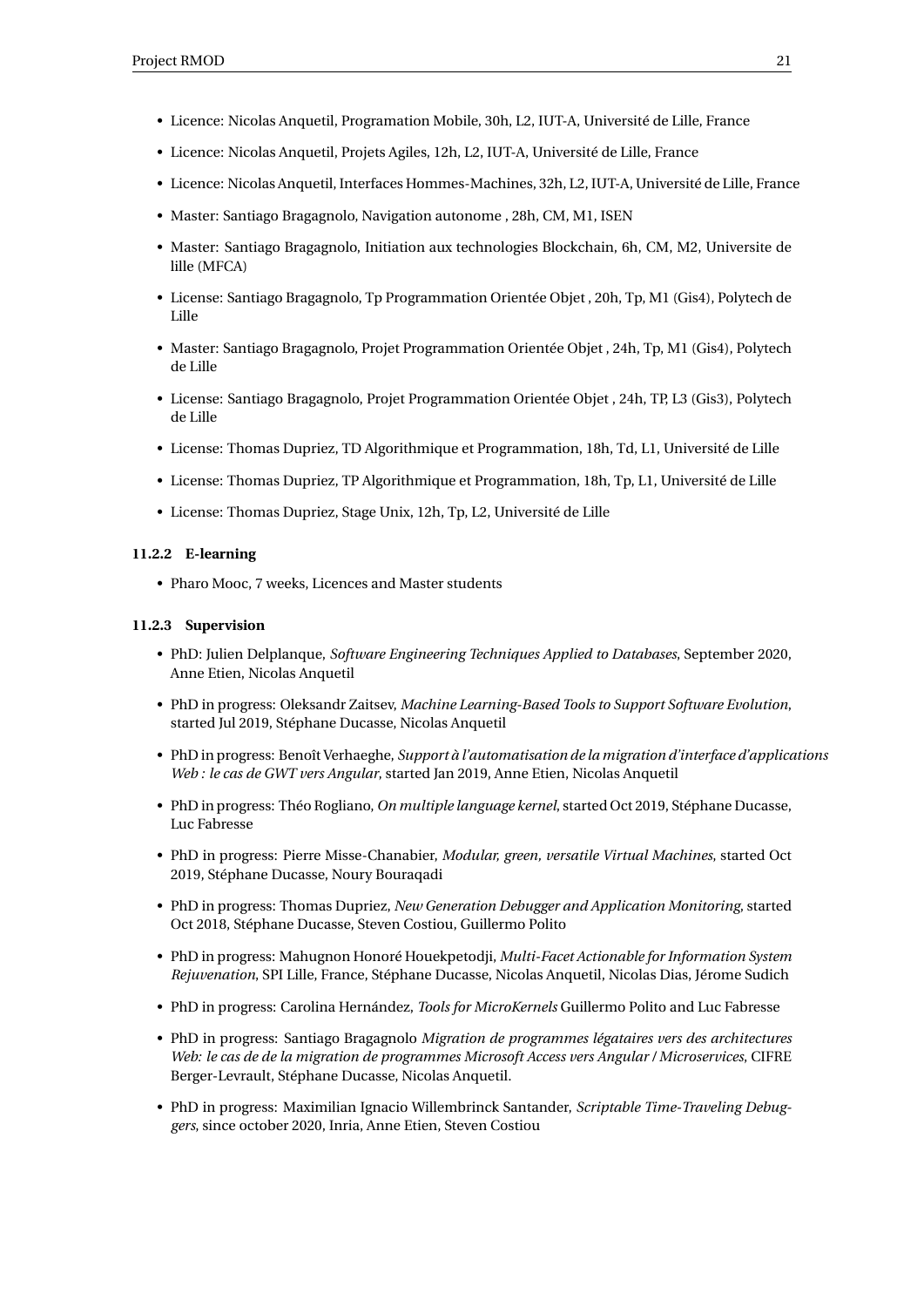- Licence: Nicolas Anquetil, Programation Mobile, 30h, L2, IUT-A, Université de Lille, France
- Licence: Nicolas Anquetil, Projets Agiles, 12h, L2, IUT-A, Université de Lille, France
- Licence: Nicolas Anquetil, Interfaces Hommes-Machines, 32h, L2, IUT-A, Université de Lille, France
- Master: Santiago Bragagnolo, Navigation autonome , 28h, CM, M1, ISEN
- Master: Santiago Bragagnolo, Initiation aux technologies Blockchain, 6h, CM, M2, Universite de lille (MFCA)
- License: Santiago Bragagnolo, Tp Programmation Orientée Objet , 20h, Tp, M1 (Gis4), Polytech de Lille
- Master: Santiago Bragagnolo, Projet Programmation Orientée Objet , 24h, Tp, M1 (Gis4), Polytech de Lille
- License: Santiago Bragagnolo, Projet Programmation Orientée Objet , 24h, TP, L3 (Gis3), Polytech de Lille
- License: Thomas Dupriez, TD Algorithmique et Programmation, 18h, Td, L1, Université de Lille
- License: Thomas Dupriez, TP Algorithmique et Programmation, 18h, Tp, L1, Université de Lille
- License: Thomas Dupriez, Stage Unix, 12h, Tp, L2, Université de Lille

#### 11.2.2 E-learning

- Pharo Mooc, 7 weeks, Licences and Master students

#### 11.2.3 Supervision

- PhD: Julien Delplanque, *Software Engineering Techniques Applied to Databases*, September 2020, Anne Etien, Nicolas Anquetil
- PhD in progress: Oleksandr Zaitsev, *Machine Learning-Based Tools to Support Software Evolution*, started Jul 2019, Stéphane Ducasse, Nicolas Anquetil
- PhD in progress: Benoît Verhaeghe, *Support à l'automatisation de la migration d'interface d'applications Web : le cas de GWT vers Angular*, started Jan 2019, Anne Etien, Nicolas Anquetil
- PhD in progress: Théo Rogliano, *On multiple language kernel*, started Oct 2019, Stéphane Ducasse, Luc Fabresse
- PhD in progress: Pierre Misse-Chanabier, *Modular, green, versatile Virtual Machines*, started Oct 2019, Stéphane Ducasse, Noury Bouraqadi
- PhD in progress: Thomas Dupriez, *New Generation Debugger and Application Monitoring*, started Oct 2018, Stéphane Ducasse, Steven Costiou, Guillermo Polito
- PhD in progress: Mahugnon Honoré Houekpetodji, *Multi-Facet Actionable for Information System Rejuvenation*, SPI Lille, France, Stéphane Ducasse, Nicolas Anquetil, Nicolas Dias, Jérome Sudich
- PhD in progress: Carolina Hernández, *Tools for MicroKernels* Guillermo Polito and Luc Fabresse
- PhD in progress: Santiago Bragagnolo *Migration de programmes légataires vers des architectures Web: le cas de de la migration de programmes Microsoft Access vers Angular / Microservices*, CIFRE Berger-Levrault, Stéphane Ducasse, Nicolas Anquetil.
- PhD in progress: Maximilian Ignacio Willembrinck Santander, *Scriptable Time-Traveling Debuggers*, since october 2020, Inria, Anne Etien, Steven Costiou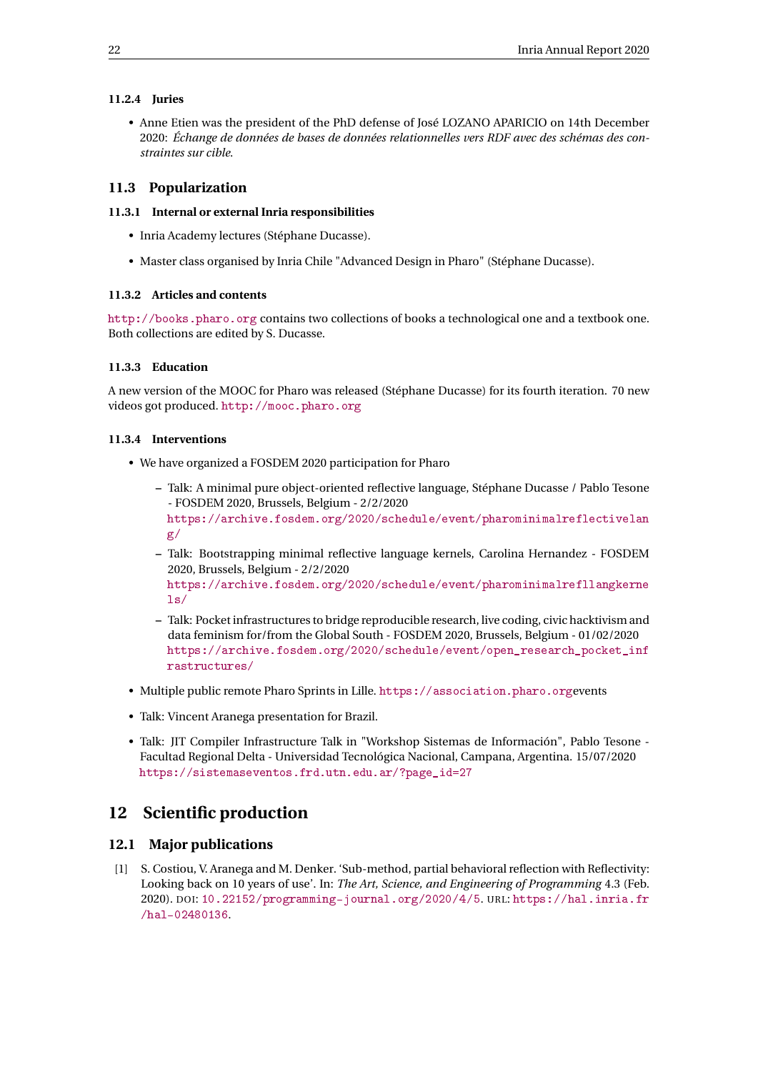#### 11.2.4 Juries

- Anne Etien was the president of the PhD defense of José LOZANO APARICIO on 14th December 2020: *Échange de données de bases de données relationnelles vers RDF avec des schémas des contraintes sur cible.*

### 11.3 Popularization

#### 11.3.1 Internal or external Inria responsibilities

- Inria Academy lectures (Stéphane Ducasse).
- Master class organised by Inria Chile "Advanced Design in Pharo" (Stéphane Ducasse).

#### 11.3.2 Articles and contents

http://books.pharo.org contains two collections of books a technological one and a textbook one. Both collections are edited by S. Ducasse.

#### 11.3.3 Education

A new version of the MOOC for Pharo was released (Stéphane Ducasse) for its fourth iteration. 70 new videos got produced. http://mooc.pharo.org

#### 11.3.4 Interventions

- We have organized a FOSDEM 2020 participation for Pharo
  - Talk: A minimal pure object-oriented reflective language, Stéphane Ducasse / Pablo Tesone - FOSDEM 2020, Brussels, Belgium - 2/2/2020 https://archive.fosdem.org/2020/schedule/event/pharominimalreflectivelang/
  - Talk: Bootstrapping minimal reflective language kernels, Carolina Hernandez - FOSDEM 2020, Brussels, Belgium - 2/2/2020 https://archive.fosdem.org/2020/schedule/event/pharominimalrefllangkernels/
  - Talk: Pocket infrastructures to bridge reproducible research, live coding, civic hacktivism and data feminism for/from the Global South - FOSDEM 2020, Brussels, Belgium - 01/02/2020 https://archive.fosdem.org/2020/schedule/event/open_research_pocket_infrastructures/
- Multiple public remote Pharo Sprints in Lille. https://association.pharo.orgevents
- Talk: Vincent Aranega presentation for Brazil.
- Talk: JIT Compiler Infrastructure Talk in "Workshop Sistemas de Información", Pablo Tesone - Facultad Regional Delta - Universidad Tecnológica Nacional, Campana, Argentina. 15/07/2020 https://sistemaseventos.frd.utn.edu.ar/?page_id=27

## 12 Scientific production

### 12.1 Major publications

[1] S. Costiou, V. Aranega and M. Denker. 'Sub-method, partial behavioral reflection with Reflectivity: Looking back on 10 years of use'. In: *The Art, Science, and Engineering of Programming* 4.3 (Feb. 2020). DOI: 10.22152/programming-journal.org/2020/4/5. URL: https://hal.inria.fr/hal-02480136.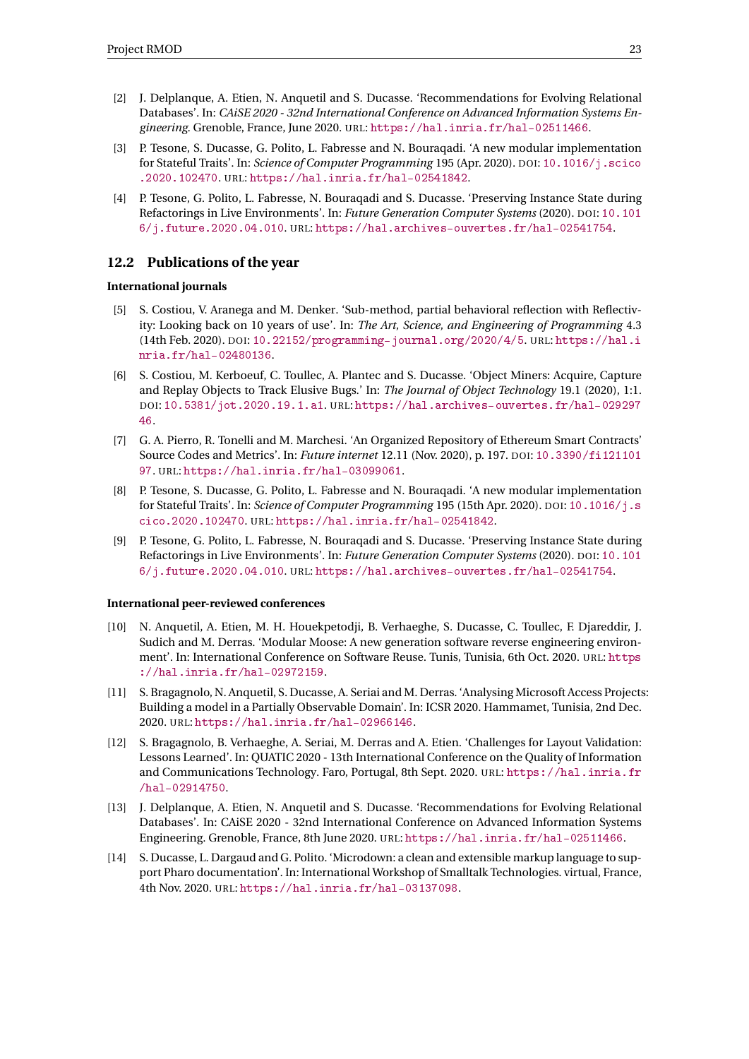[2] J. Delplanque, A. Etien, N. Anquetil and S. Ducasse. 'Recommendations for Evolving Relational Databases'. In: *CAiSE 2020 - 32nd International Conference on Advanced Information Systems Engineering*. Grenoble, France, June 2020. URL: https://hal.inria.fr/hal-02511466.

[3] P. Tesone, S. Ducasse, G. Polito, L. Fabresse and N. Bouraqadi. 'A new modular implementation for Stateful Traits'. In: *Science of Computer Programming* 195 (Apr. 2020). DOI: 10.1016/j.scico.2020.102470. URL: https://hal.inria.fr/hal-02541842.

[4] P. Tesone, G. Polito, L. Fabresse, N. Bouraqadi and S. Ducasse. 'Preserving Instance State during Refactorings in Live Environments'. In: *Future Generation Computer Systems* (2020). DOI: 10.1016/j.future.2020.04.010. URL: https://hal.archives-ouvertes.fr/hal-02541754.

## 12.2 Publications of the year

#### International journals

[5] S. Costiou, V. Aranega and M. Denker. 'Sub-method, partial behavioral reflection with Reflectivity: Looking back on 10 years of use'. In: *The Art, Science, and Engineering of Programming* 4.3 (14th Feb. 2020). DOI: 10.22152/programming-journal.org/2020/4/5. URL: https://hal.inria.fr/hal-02480136.

[6] S. Costiou, M. Kerboeuf, C. Toullec, A. Plantec and S. Ducasse. 'Object Miners: Acquire, Capture and Replay Objects to Track Elusive Bugs.' In: *The Journal of Object Technology* 19.1 (2020), 1:1. DOI: 10.5381/jot.2020.19.1.a1. URL: https://hal.archives-ouvertes.fr/hal-02929746.

[7] G. A. Pierro, R. Tonelli and M. Marchesi. 'An Organized Repository of Ethereum Smart Contracts' Source Codes and Metrics'. In: *Future internet* 12.11 (Nov. 2020), p. 197. DOI: 10.3390/fi12110197. URL: https://hal.inria.fr/hal-03099061.

[8] P. Tesone, S. Ducasse, G. Polito, L. Fabresse and N. Bouraqadi. 'A new modular implementation for Stateful Traits'. In: *Science of Computer Programming* 195 (15th Apr. 2020). DOI: 10.1016/j.scico.2020.102470. URL: https://hal.inria.fr/hal-02541842.

[9] P. Tesone, G. Polito, L. Fabresse, N. Bouraqadi and S. Ducasse. 'Preserving Instance State during Refactorings in Live Environments'. In: *Future Generation Computer Systems* (2020). DOI: 10.1016/j.future.2020.04.010. URL: https://hal.archives-ouvertes.fr/hal-02541754.

#### International peer-reviewed conferences

[10] N. Anquetil, A. Etien, M. H. Houekpetodji, B. Verhaeghe, S. Ducasse, C. Toullec, F. Djareddir, J. Sudich and M. Derras. 'Modular Moose: A new generation software reverse engineering environment'. In: International Conference on Software Reuse. Tunis, Tunisia, 6th Oct. 2020. URL: https://hal.inria.fr/hal-02972159.

[11] S. Bragagnolo, N. Anquetil, S. Ducasse, A. Seriai and M. Derras. 'Analysing Microsoft Access Projects: Building a model in a Partially Observable Domain'. In: ICSR 2020. Hammamet, Tunisia, 2nd Dec. 2020. URL: https://hal.inria.fr/hal-02966146.

[12] S. Bragagnolo, B. Verhaeghe, A. Seriai, M. Derras and A. Etien. 'Challenges for Layout Validation: Lessons Learned'. In: QUATIC 2020 - 13th International Conference on the Quality of Information and Communications Technology. Faro, Portugal, 8th Sept. 2020. URL: https://hal.inria.fr/hal-02914750.

[13] J. Delplanque, A. Etien, N. Anquetil and S. Ducasse. 'Recommendations for Evolving Relational Databases'. In: CAiSE 2020 - 32nd International Conference on Advanced Information Systems Engineering. Grenoble, France, 8th June 2020. URL: https://hal.inria.fr/hal-02511466.

[14] S. Ducasse, L. Dargaud and G. Polito. 'Microdown: a clean and extensible markup language to support Pharo documentation'. In: International Workshop of Smalltalk Technologies. virtual, France, 4th Nov. 2020. URL: https://hal.inria.fr/hal-03137098.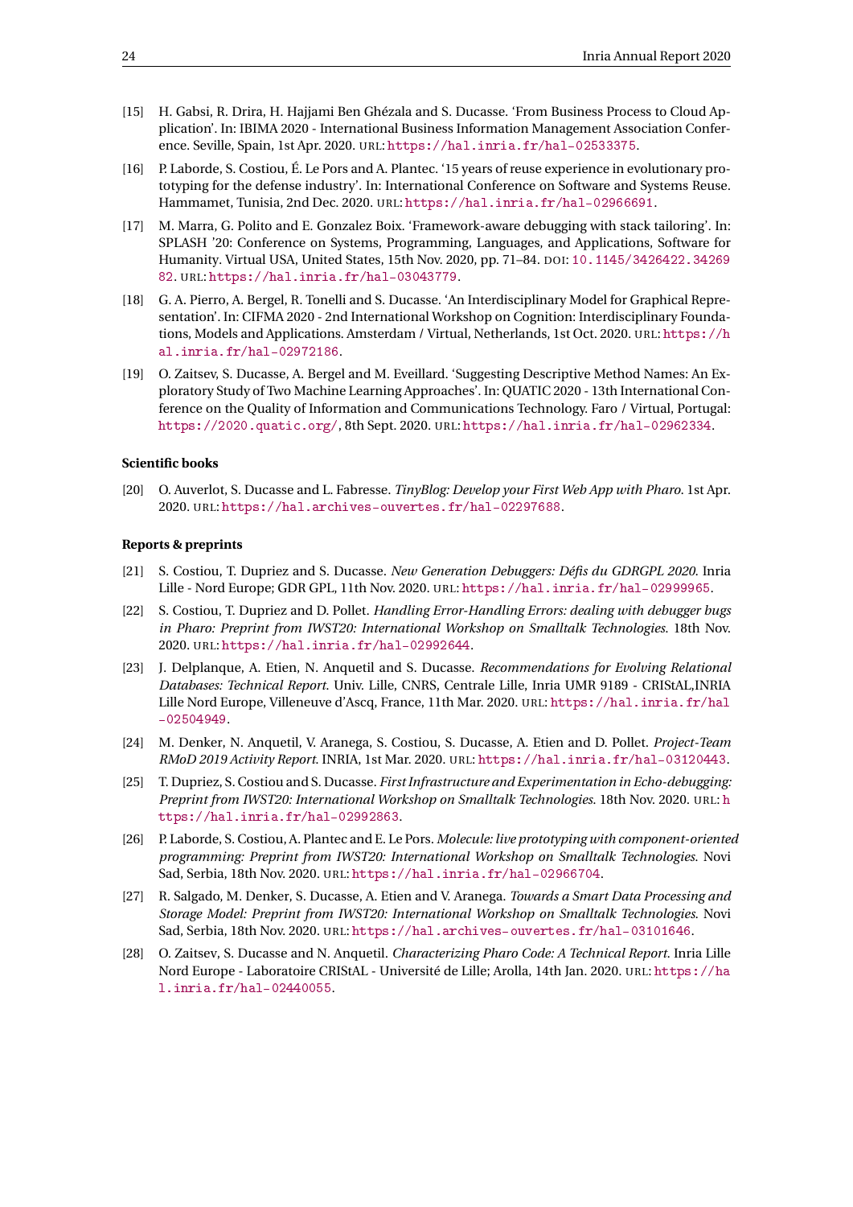[15] H. Gabsi, R. Drira, H. Hajjami Ben Ghézala and S. Ducasse. 'From Business Process to Cloud Application'. In: IBIMA 2020 - International Business Information Management Association Conference. Seville, Spain, 1st Apr. 2020. URL: https://hal.inria.fr/hal-02533375.

[16] P. Laborde, S. Costiou, É. Le Pors and A. Plantec. '15 years of reuse experience in evolutionary prototyping for the defense industry'. In: International Conference on Software and Systems Reuse. Hammamet, Tunisia, 2nd Dec. 2020. URL: https://hal.inria.fr/hal-02966691.

[17] M. Marra, G. Polito and E. Gonzalez Boix. 'Framework-aware debugging with stack tailoring'. In: SPLASH '20: Conference on Systems, Programming, Languages, and Applications, Software for Humanity. Virtual USA, United States, 15th Nov. 2020, pp. 71–84. DOI: 10.1145/3426422.3426982. URL: https://hal.inria.fr/hal-03043779.

[18] G. A. Pierro, A. Bergel, R. Tonelli and S. Ducasse. 'An Interdisciplinary Model for Graphical Representation'. In: CIFMA 2020 - 2nd International Workshop on Cognition: Interdisciplinary Foundations, Models and Applications. Amsterdam / Virtual, Netherlands, 1st Oct. 2020. URL: https://hal.inria.fr/hal-02972186.

[19] O. Zaitsev, S. Ducasse, A. Bergel and M. Eveillard. 'Suggesting Descriptive Method Names: An Exploratory Study of Two Machine Learning Approaches'. In: QUATIC 2020 - 13th International Conference on the Quality of Information and Communications Technology. Faro / Virtual, Portugal: https://2020.quatic.org/, 8th Sept. 2020. URL: https://hal.inria.fr/hal-02962334.

### Scientific books

[20] O. Auverlot, S. Ducasse and L. Fabresse. *TinyBlog: Develop your First Web App with Pharo*. 1st Apr. 2020. URL: https://hal.archives-ouvertes.fr/hal-02297688.

### Reports & preprints

[21] S. Costiou, T. Dupriez and S. Ducasse. *New Generation Debuggers: Défis du GDRGPL 2020*. Inria Lille - Nord Europe; GDR GPL, 11th Nov. 2020. URL: https://hal.inria.fr/hal-02999965.

[22] S. Costiou, T. Dupriez and D. Pollet. *Handling Error-Handling Errors: dealing with debugger bugs in Pharo: Preprint from IWST20: International Workshop on Smalltalk Technologies*. 18th Nov. 2020. URL: https://hal.inria.fr/hal-02992644.

[23] J. Delplanque, A. Etien, N. Anquetil and S. Ducasse. *Recommendations for Evolving Relational Databases: Technical Report*. Univ. Lille, CNRS, Centrale Lille, Inria UMR 9189 - CRIStAL,INRIA Lille Nord Europe, Villeneuve d'Ascq, France, 11th Mar. 2020. URL: https://hal.inria.fr/hal-02504949.

[24] M. Denker, N. Anquetil, V. Aranega, S. Costiou, S. Ducasse, A. Etien and D. Pollet. *Project-Team RMoD 2019 Activity Report*. INRIA, 1st Mar. 2020. URL: https://hal.inria.fr/hal-03120443.

[25] T. Dupriez, S. Costiou and S. Ducasse. *First Infrastructure and Experimentation in Echo-debugging: Preprint from IWST20: International Workshop on Smalltalk Technologies*. 18th Nov. 2020. URL: https://hal.inria.fr/hal-02992863.

[26] P. Laborde, S. Costiou, A. Plantec and E. Le Pors. *Molecule: live prototyping with component-oriented programming: Preprint from IWST20: International Workshop on Smalltalk Technologies*. Novi Sad, Serbia, 18th Nov. 2020. URL: https://hal.inria.fr/hal-02966704.

[27] R. Salgado, M. Denker, S. Ducasse, A. Etien and V. Aranega. *Towards a Smart Data Processing and Storage Model: Preprint from IWST20: International Workshop on Smalltalk Technologies*. Novi Sad, Serbia, 18th Nov. 2020. URL: https://hal.archives-ouvertes.fr/hal-03101646.

[28] O. Zaitsev, S. Ducasse and N. Anquetil. *Characterizing Pharo Code: A Technical Report*. Inria Lille Nord Europe - Laboratoire CRIStAL - Université de Lille; Arolla, 14th Jan. 2020. URL: https://hal.inria.fr/hal-02440055.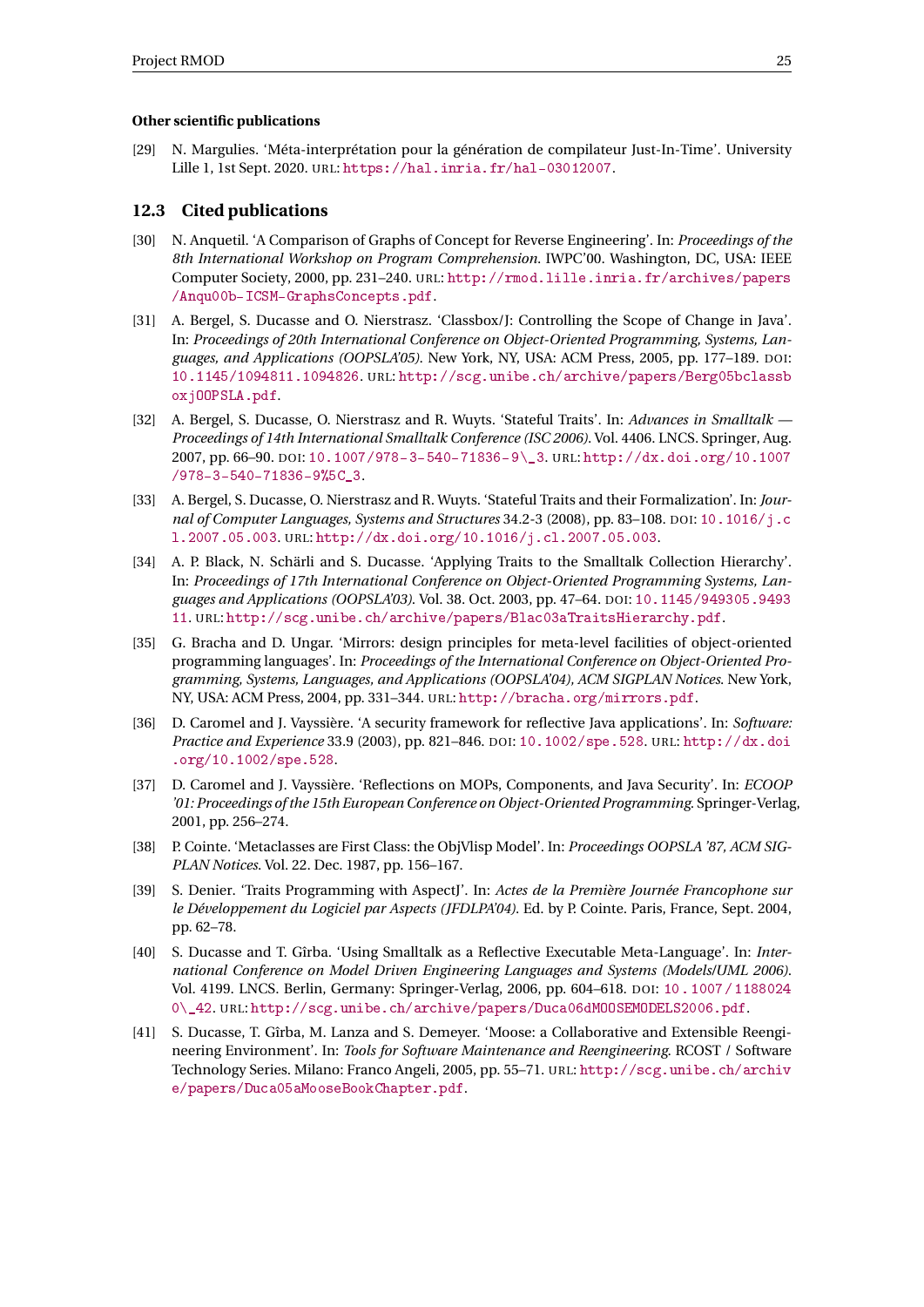#### Other scientific publications

[29] N. Margulies. 'Méta-interprétation pour la génération de compilateur Just-In-Time'. University Lille 1, 1st Sept. 2020. URL: https://hal.inria.fr/hal-03012007.

### 12.3 Cited publications

[30] N. Anquetil. 'A Comparison of Graphs of Concept for Reverse Engineering'. In: *Proceedings of the 8th International Workshop on Program Comprehension*. IWPC'00. Washington, DC, USA: IEEE Computer Society, 2000, pp. 231–240. URL: http://rmod.lille.inria.fr/archives/papers/Anqu00b-ICSM-GraphsConcepts.pdf.

[31] A. Bergel, S. Ducasse and O. Nierstrasz. 'Classbox/J: Controlling the Scope of Change in Java'. In: *Proceedings of 20th International Conference on Object-Oriented Programming, Systems, Languages, and Applications (OOPSLA'05)*. New York, NY, USA: ACM Press, 2005, pp. 177–189. DOI: 10.1145/1094811.1094826. URL: http://scg.unibe.ch/archive/papers/Berg05bclassboxjOOPSLA.pdf.

[32] A. Bergel, S. Ducasse, O. Nierstrasz and R. Wuyts. 'Stateful Traits'. In: *Advances in Smalltalk — Proceedings of 14th International Smalltalk Conference (ISC 2006)*. Vol. 4406. LNCS. Springer, Aug. 2007, pp. 66–90. DOI: 10.1007/978-3-540-71836-9\_3. URL: http://dx.doi.org/10.1007/978-3-540-71836-9%5C_3.

[33] A. Bergel, S. Ducasse, O. Nierstrasz and R. Wuyts. 'Stateful Traits and their Formalization'. In: *Journal of Computer Languages, Systems and Structures* 34.2-3 (2008), pp. 83–108. DOI: 10.1016/j.cl.2007.05.003. URL: http://dx.doi.org/10.1016/j.cl.2007.05.003.

[34] A. P. Black, N. Schärli and S. Ducasse. 'Applying Traits to the Smalltalk Collection Hierarchy'. In: *Proceedings of 17th International Conference on Object-Oriented Programming Systems, Languages and Applications (OOPSLA'03)*. Vol. 38. Oct. 2003, pp. 47–64. DOI: 10.1145/949305.949311. URL: http://scg.unibe.ch/archive/papers/Blac03aTraitsHierarchy.pdf.

[35] G. Bracha and D. Ungar. 'Mirrors: design principles for meta-level facilities of object-oriented programming languages'. In: *Proceedings of the International Conference on Object-Oriented Programming, Systems, Languages, and Applications (OOPSLA'04), ACM SIGPLAN Notices*. New York, NY, USA: ACM Press, 2004, pp. 331–344. URL: http://bracha.org/mirrors.pdf.

[36] D. Caromel and J. Vayssière. 'A security framework for reflective Java applications'. In: *Software: Practice and Experience* 33.9 (2003), pp. 821–846. DOI: 10.1002/spe.528. URL: http://dx.doi.org/10.1002/spe.528.

[37] D. Caromel and J. Vayssière. 'Reflections on MOPs, Components, and Java Security'. In: *ECOOP '01: Proceedings of the 15th European Conference on Object-Oriented Programming*. Springer-Verlag, 2001, pp. 256–274.

[38] P. Cointe. 'Metaclasses are First Class: the ObjVlisp Model'. In: *Proceedings OOPSLA '87, ACM SIGPLAN Notices*. Vol. 22. Dec. 1987, pp. 156–167.

[39] S. Denier. 'Traits Programming with AspectJ'. In: *Actes de la Première Journée Francophone sur le Développement du Logiciel par Aspects (JFDLPA'04)*. Ed. by P. Cointe. Paris, France, Sept. 2004, pp. 62–78.

[40] S. Ducasse and T. Gîrba. 'Using Smalltalk as a Reflective Executable Meta-Language'. In: *International Conference on Model Driven Engineering Languages and Systems (Models/UML 2006)*. Vol. 4199. LNCS. Berlin, Germany: Springer-Verlag, 2006, pp. 604–618. DOI: 10.1007/11880240\_42. URL: http://scg.unibe.ch/archive/papers/Duca06dMOOSEMODELS2006.pdf.

[41] S. Ducasse, T. Gîrba, M. Lanza and S. Demeyer. 'Moose: a Collaborative and Extensible Reengineering Environment'. In: *Tools for Software Maintenance and Reengineering*. RCOST / Software Technology Series. Milano: Franco Angeli, 2005, pp. 55–71. URL: http://scg.unibe.ch/archive/papers/Duca05aMooseBookChapter.pdf.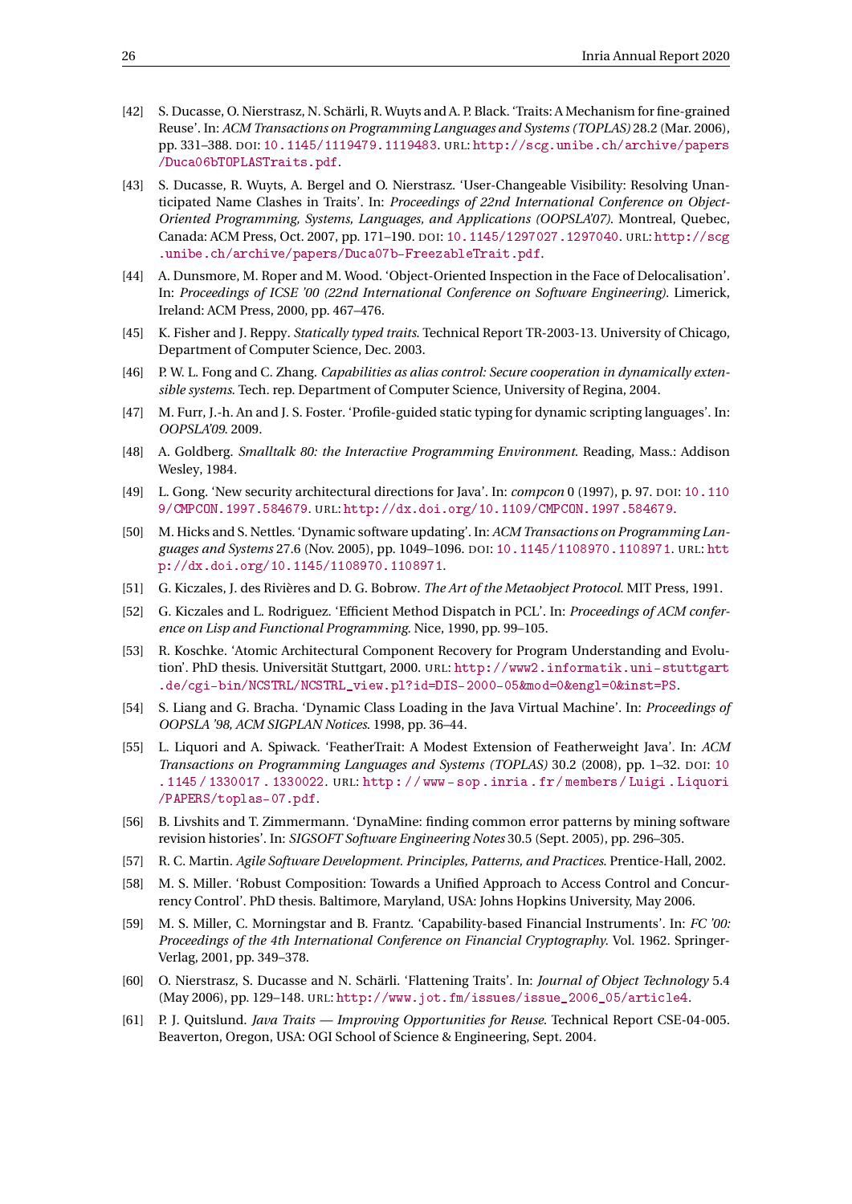[42] S. Ducasse, O. Nierstrasz, N. Schärli, R. Wuyts and A. P. Black. 'Traits: A Mechanism for fine-grained Reuse'. In: *ACM Transactions on Programming Languages and Systems (TOPLAS)* 28.2 (Mar. 2006), pp. 331–388. DOI: 10.1145/1119479.1119483. URL: http://scg.unibe.ch/archive/papers/Duca06bTOPLASTraits.pdf.

[43] S. Ducasse, R. Wuyts, A. Bergel and O. Nierstrasz. 'User-Changeable Visibility: Resolving Unanticipated Name Clashes in Traits'. In: *Proceedings of 22nd International Conference on Object-Oriented Programming, Systems, Languages, and Applications (OOPSLA'07)*. Montreal, Quebec, Canada: ACM Press, Oct. 2007, pp. 171–190. DOI: 10.1145/1297027.1297040. URL: http://scg.unibe.ch/archive/papers/Duca07b-FreezableTrait.pdf.

[44] A. Dunsmore, M. Roper and M. Wood. 'Object-Oriented Inspection in the Face of Delocalisation'. In: *Proceedings of ICSE '00 (22nd International Conference on Software Engineering)*. Limerick, Ireland: ACM Press, 2000, pp. 467–476.

[45] K. Fisher and J. Reppy. *Statically typed traits*. Technical Report TR-2003-13. University of Chicago, Department of Computer Science, Dec. 2003.

[46] P. W. L. Fong and C. Zhang. *Capabilities as alias control: Secure cooperation in dynamically extensible systems*. Tech. rep. Department of Computer Science, University of Regina, 2004.

[47] M. Furr, J.-h. An and J. S. Foster. 'Profile-guided static typing for dynamic scripting languages'. In: *OOPSLA'09*. 2009.

[48] A. Goldberg. *Smalltalk 80: the Interactive Programming Environment*. Reading, Mass.: Addison Wesley, 1984.

[49] L. Gong. 'New security architectural directions for Java'. In: *compcon* 0 (1997), p. 97. DOI: 10.1109/CMPCON.1997.584679. URL: http://dx.doi.org/10.1109/CMPCON.1997.584679.

[50] M. Hicks and S. Nettles. 'Dynamic software updating'. In: *ACM Transactions on Programming Languages and Systems* 27.6 (Nov. 2005), pp. 1049–1096. DOI: 10.1145/1108970.1108971. URL: http://dx.doi.org/10.1145/1108970.1108971.

[51] G. Kiczales, J. des Rivières and D. G. Bobrow. *The Art of the Metaobject Protocol*. MIT Press, 1991.

[52] G. Kiczales and L. Rodriguez. 'Efficient Method Dispatch in PCL'. In: *Proceedings of ACM conference on Lisp and Functional Programming*. Nice, 1990, pp. 99–105.

[53] R. Koschke. 'Atomic Architectural Component Recovery for Program Understanding and Evolution'. PhD thesis. Universität Stuttgart, 2000. URL: http://www2.informatik.uni-stuttgart.de/cgi-bin/NCSTRL/NCSTRL_view.pl?id=DIS-2000-05&mod=0&engl=0&inst=PS.

[54] S. Liang and G. Bracha. 'Dynamic Class Loading in the Java Virtual Machine'. In: *Proceedings of OOPSLA '98, ACM SIGPLAN Notices*. 1998, pp. 36–44.

[55] L. Liquori and A. Spiwack. 'FeatherTrait: A Modest Extension of Featherweight Java'. In: *ACM Transactions on Programming Languages and Systems (TOPLAS)* 30.2 (2008), pp. 1–32. DOI: 10.1145/1330017.1330022. URL: http://www-sop.inria.fr/members/Luigi.Liquori/PAPERS/toplas-07.pdf.

[56] B. Livshits and T. Zimmermann. 'DynaMine: finding common error patterns by mining software revision histories'. In: *SIGSOFT Software Engineering Notes* 30.5 (Sept. 2005), pp. 296–305.

[57] R. C. Martin. *Agile Software Development. Principles, Patterns, and Practices*. Prentice-Hall, 2002.

[58] M. S. Miller. 'Robust Composition: Towards a Unified Approach to Access Control and Concurrency Control'. PhD thesis. Baltimore, Maryland, USA: Johns Hopkins University, May 2006.

[59] M. S. Miller, C. Morningstar and B. Frantz. 'Capability-based Financial Instruments'. In: *FC '00: Proceedings of the 4th International Conference on Financial Cryptography*. Vol. 1962. Springer-Verlag, 2001, pp. 349–378.

[60] O. Nierstrasz, S. Ducasse and N. Schärli. 'Flattening Traits'. In: *Journal of Object Technology* 5.4 (May 2006), pp. 129–148. URL: http://www.jot.fm/issues/issue_2006_05/article4.

[61] P. J. Quitslund. *Java Traits — Improving Opportunities for Reuse*. Technical Report CSE-04-005. Beaverton, Oregon, USA: OGI School of Science & Engineering, Sept. 2004.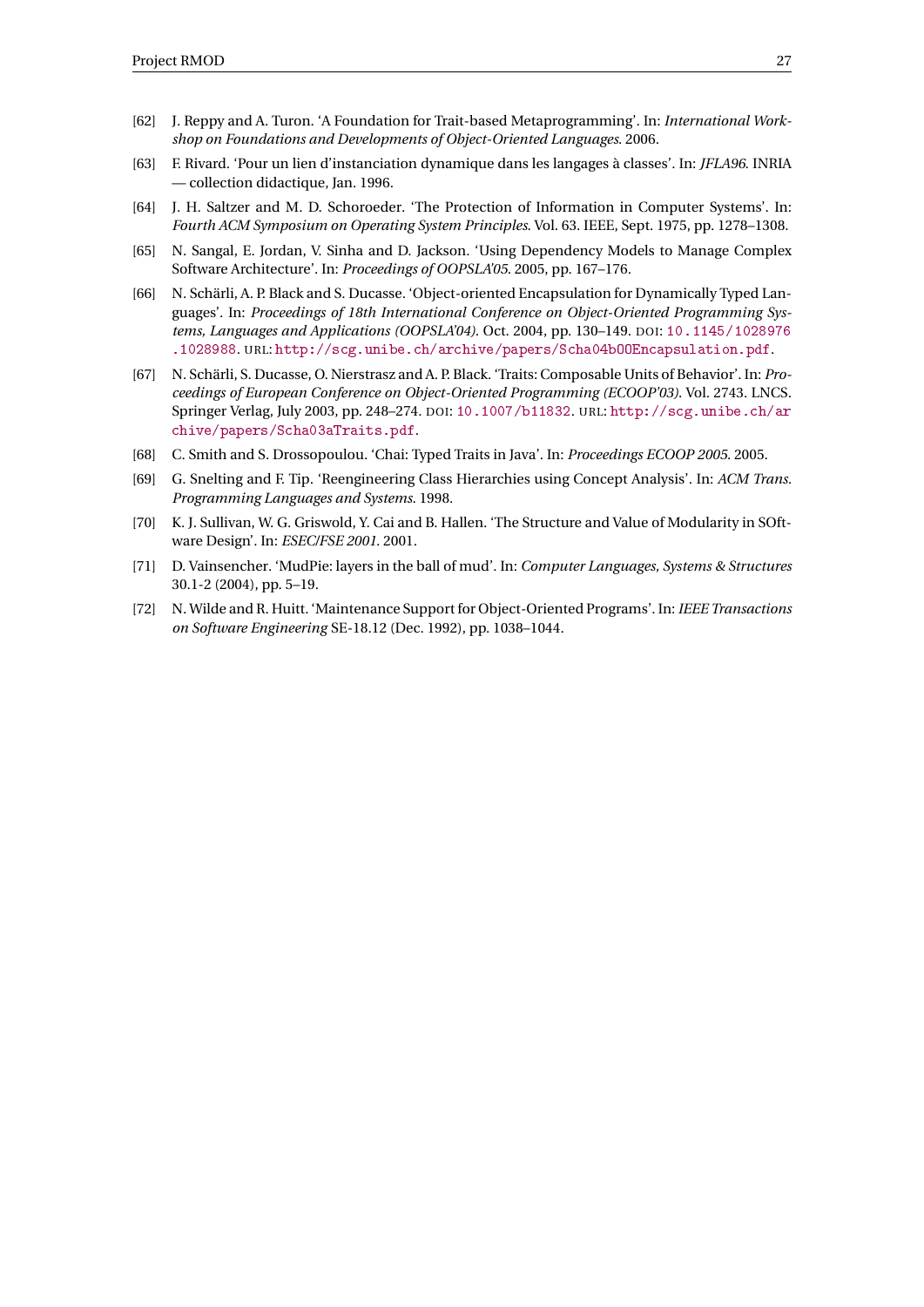[62] J. Reppy and A. Turon. 'A Foundation for Trait-based Metaprogramming'. In: *International Workshop on Foundations and Developments of Object-Oriented Languages*. 2006.

[63] F. Rivard. 'Pour un lien d'instanciation dynamique dans les langages à classes'. In: *JFLA96*. INRIA — collection didactique, Jan. 1996.

[64] J. H. Saltzer and M. D. Schoroeder. 'The Protection of Information in Computer Systems'. In: *Fourth ACM Symposium on Operating System Principles*. Vol. 63. IEEE, Sept. 1975, pp. 1278–1308.

[65] N. Sangal, E. Jordan, V. Sinha and D. Jackson. 'Using Dependency Models to Manage Complex Software Architecture'. In: *Proceedings of OOPSLA'05*. 2005, pp. 167–176.

[66] N. Schärli, A. P. Black and S. Ducasse. 'Object-oriented Encapsulation for Dynamically Typed Languages'. In: *Proceedings of 18th International Conference on Object-Oriented Programming Systems, Languages and Applications (OOPSLA'04)*. Oct. 2004, pp. 130–149. DOI: 10.1145/1028976.1028988. URL: http://scg.unibe.ch/archive/papers/Scha04bOOEncapsulation.pdf.

[67] N. Schärli, S. Ducasse, O. Nierstrasz and A. P. Black. 'Traits: Composable Units of Behavior'. In: *Proceedings of European Conference on Object-Oriented Programming (ECOOP'03)*. Vol. 2743. LNCS. Springer Verlag, July 2003, pp. 248–274. DOI: 10.1007/b11832. URL: http://scg.unibe.ch/archive/papers/Scha03aTraits.pdf.

[68] C. Smith and S. Drossopoulou. 'Chai: Typed Traits in Java'. In: *Proceedings ECOOP 2005*. 2005.

[69] G. Snelting and F. Tip. 'Reengineering Class Hierarchies using Concept Analysis'. In: *ACM Trans. Programming Languages and Systems*. 1998.

[70] K. J. Sullivan, W. G. Griswold, Y. Cai and B. Hallen. 'The Structure and Value of Modularity in SOftware Design'. In: *ESEC/FSE 2001*. 2001.

[71] D. Vainsencher. 'MudPie: layers in the ball of mud'. In: *Computer Languages, Systems & Structures* 30.1-2 (2004), pp. 5–19.

[72] N. Wilde and R. Huitt. 'Maintenance Support for Object-Oriented Programs'. In: *IEEE Transactions on Software Engineering* SE-18.12 (Dec. 1992), pp. 1038–1044.